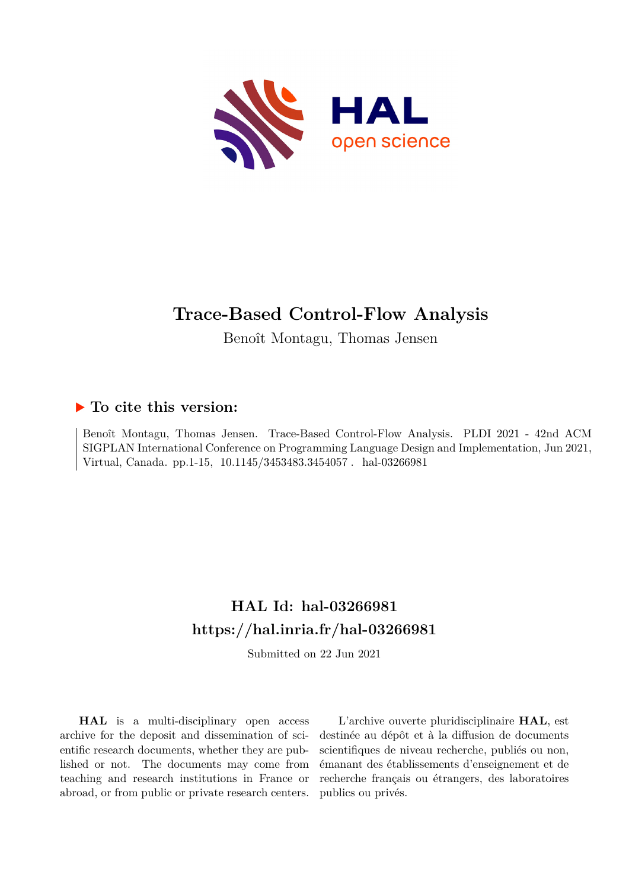# Trace-Based Control-Flow Analysis

Benoît Montagu, Thomas Jensen

## ▶ To cite this version:

Benoît Montagu, Thomas Jensen. Trace-Based Control-Flow Analysis. PLDI 2021 - 42nd ACM SIGPLAN International Conference on Programming Language Design and Implementation, Jun 2021, Virtual, Canada. pp.1-15, 10.1145/3453483.3454057 . hal-03266981

## HAL Id: hal-03266981
## https://hal.inria.fr/hal-03266981

Submitted on 22 Jun 2021

**HAL** is a multi-disciplinary open access archive for the deposit and dissemination of scientific research documents, whether they are published or not. The documents may come from teaching and research institutions in France or abroad, or from public or private research centers.

L'archive ouverte pluridisciplinaire **HAL**, est destinée au dépôt et à la diffusion de documents scientifiques de niveau recherche, publiés ou non, émanant des établissements d'enseignement et de recherche français ou étrangers, des laboratoires publics ou privés.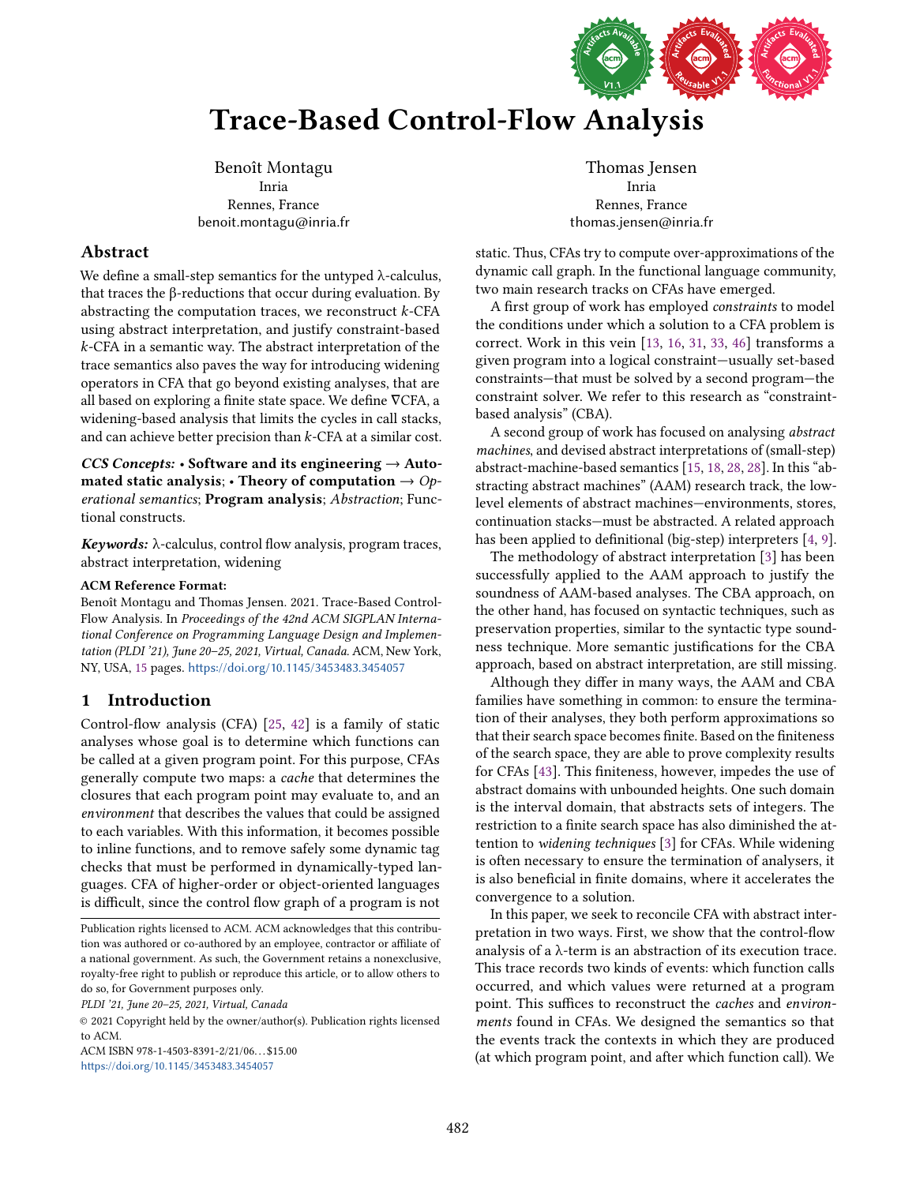# Trace-Based Control-Flow Analysis

Benoît Montagu
Inria
Rennes, France
benoit.montagu@inria.fr

Thomas Jensen
Inria
Rennes, France
thomas.jensen@inria.fr

## Abstract

We define a small-step semantics for the untyped λ-calculus, that traces the β-reductions that occur during evaluation. By abstracting the computation traces, we reconstruct $k$-CFA using abstract interpretation, and justify constraint-based $k$-CFA in a semantic way. The abstract interpretation of the trace semantics also paves the way for introducing widening operators in CFA that go beyond existing analyses, that are all based on exploring a finite state space. We define ∇CFA, a widening-based analysis that limits the cycles in call stacks, and can achieve better precision than $k$-CFA at a similar cost.

***CCS Concepts:*** • **Software and its engineering** → **Automated static analysis**; • **Theory of computation** → *Operational semantics*; **Program analysis**; *Abstraction*; Functional constructs.

***Keywords:*** λ-calculus, control flow analysis, program traces, abstract interpretation, widening

**ACM Reference Format:**
Benoît Montagu and Thomas Jensen. 2021. Trace-Based Control-Flow Analysis. In *Proceedings of the 42nd ACM SIGPLAN International Conference on Programming Language Design and Implementation (PLDI '21), June 20–25, 2021, Virtual, Canada.* ACM, New York, NY, USA, 15 pages. https://doi.org/10.1145/3453483.3454057

## 1 Introduction

Control-flow analysis (CFA) [25, 42] is a family of static analyses whose goal is to determine which functions can be called at a given program point. For this purpose, CFAs generally compute two maps: a *cache* that determines the closures that each program point may evaluate to, and an *environment* that describes the values that could be assigned to each variables. With this information, it becomes possible to inline functions, and to remove safely some dynamic tag checks that must be performed in dynamically-typed languages. CFA of higher-order or object-oriented languages is difficult, since the control flow graph of a program is not static. Thus, CFAs try to compute over-approximations of the dynamic call graph. In the functional language community, two main research tracks on CFAs have emerged.

A first group of work has employed *constraints* to model the conditions under which a solution to a CFA problem is correct. Work in this vein [13, 16, 31, 33, 46] transforms a given program into a logical constraint—usually set-based constraints—that must be solved by a second program—the constraint solver. We refer to this research as "constraint-based analysis" (CBA).

A second group of work has focused on analysing *abstract machines*, and devised abstract interpretations of (small-step) abstract-machine-based semantics [15, 18, 28, 28]. In this "abstracting abstract machines" (AAM) research track, the low-level elements of abstract machines—environments, stores, continuation stacks—must be abstracted. A related approach has been applied to definitional (big-step) interpreters [4, 9].

The methodology of abstract interpretation [3] has been successfully applied to the AAM approach to justify the soundness of AAM-based analyses. The CBA approach, on the other hand, has focused on syntactic techniques, such as preservation properties, similar to the syntactic type soundness technique. More semantic justifications for the CBA approach, based on abstract interpretation, are still missing.

Although they differ in many ways, the AAM and CBA families have something in common: to ensure the termination of their analyses, they both perform approximations so that their search space becomes finite. Based on the finiteness of the search space, they are able to prove complexity results for CFAs [43]. This finiteness, however, impedes the use of abstract domains with unbounded heights. One such domain is the interval domain, that abstracts sets of integers. The restriction to a finite search space has also diminished the attention to *widening techniques* [3] for CFAs. While widening is often necessary to ensure the termination of analysers, it is also beneficial in finite domains, where it accelerates the convergence to a solution.

In this paper, we seek to reconcile CFA with abstract interpretation in two ways. First, we show that the control-flow analysis of a λ-term is an abstraction of its execution trace. This trace records two kinds of events: which function calls occurred, and which values were returned at a program point. This suffices to reconstruct the *caches* and *environments* found in CFAs. We designed the semantics so that the events track the contexts in which they are produced (at which program point, and after which function call). We

Publication rights licensed to ACM. ACM acknowledges that this contribution was authored or co-authored by an employee, contractor or affiliate of a national government. As such, the Government retains a nonexclusive, royalty-free right to publish or reproduce this article, or to allow others to do so, for Government purposes only.
*PLDI '21, June 20–25, 2021, Virtual, Canada*
© 2021 Copyright held by the owner/author(s). Publication rights licensed to ACM.
ACM ISBN 978-1-4503-8391-2/21/06...$15.00
https://doi.org/10.1145/3453483.3454057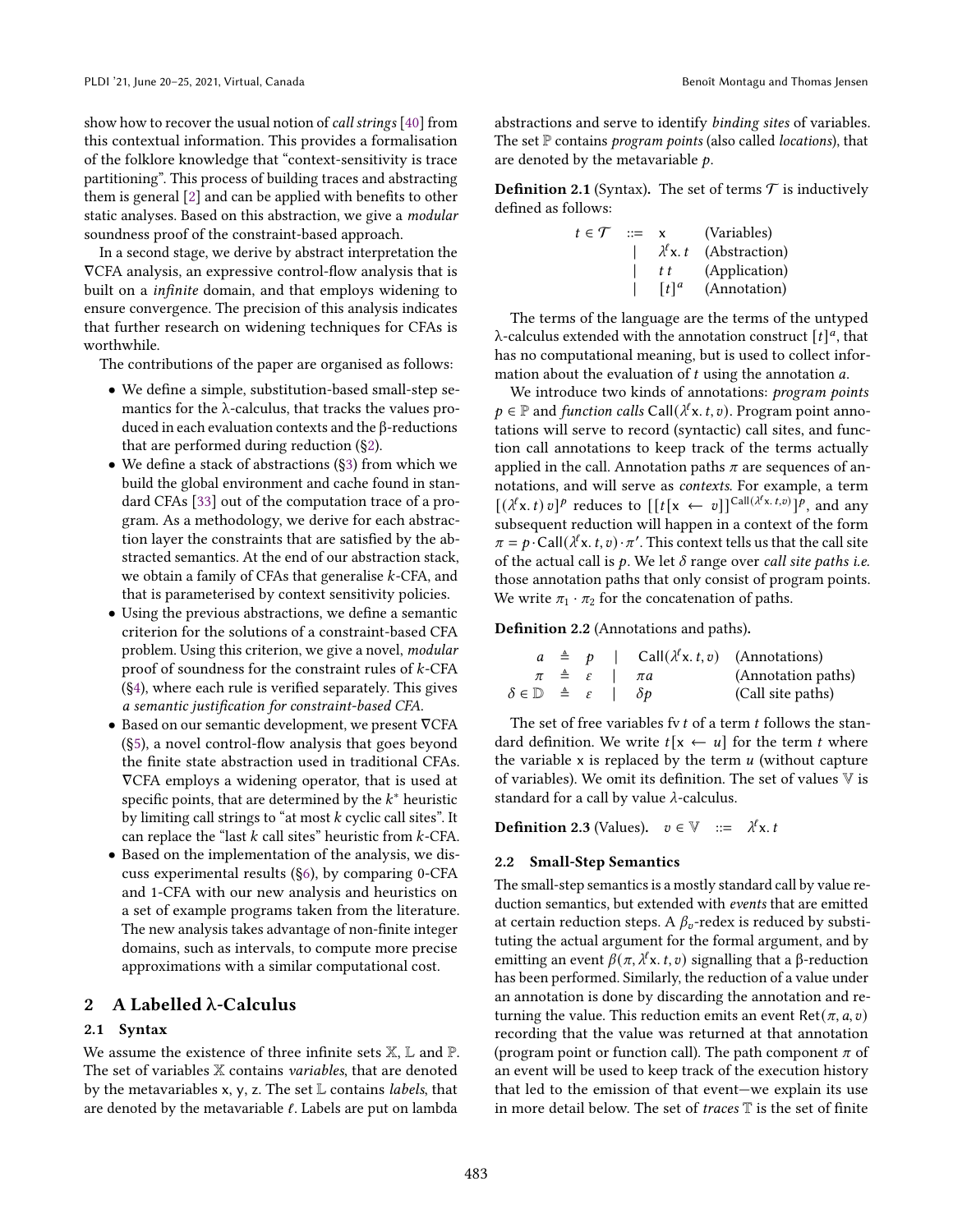show how to recover the usual notion of *call strings* [40] from this contextual information. This provides a formalisation of the folklore knowledge that "context-sensitivity is trace partitioning". This process of building traces and abstracting them is general [2] and can be applied with benefits to other static analyses. Based on this abstraction, we give a *modular* soundness proof of the constraint-based approach.

In a second stage, we derive by abstract interpretation the ∇CFA analysis, an expressive control-flow analysis that is built on a *infinite* domain, and that employs widening to ensure convergence. The precision of this analysis indicates that further research on widening techniques for CFAs is worthwhile.

The contributions of the paper are organised as follows:

- We define a simple, substitution-based small-step semantics for the λ-calculus, that tracks the values produced in each evaluation contexts and the β-reductions that are performed during reduction (§2).
- We define a stack of abstractions (§3) from which we build the global environment and cache found in standard CFAs [33] out of the computation trace of a program. As a methodology, we derive for each abstraction layer the constraints that are satisfied by the abstracted semantics. At the end of our abstraction stack, we obtain a family of CFAs that generalise $k$-CFA, and that is parameterised by context sensitivity policies.
- Using the previous abstractions, we define a semantic criterion for the solutions of a constraint-based CFA problem. Using this criterion, we give a novel, *modular* proof of soundness for the constraint rules of $k$-CFA (§4), where each rule is verified separately. This gives *a semantic justification for constraint-based CFA.*
- Based on our semantic development, we present ∇CFA (§5), a novel control-flow analysis that goes beyond the finite state abstraction used in traditional CFAs. ∇CFA employs a widening operator, that is used at specific points, that are determined by the $k^*$ heuristic by limiting call strings to "at most $k$ cyclic call sites". It can replace the "last $k$ call sites" heuristic from $k$-CFA.
- Based on the implementation of the analysis, we discuss experimental results (§6), by comparing 0-CFA and 1-CFA with our new analysis and heuristics on a set of example programs taken from the literature. The new analysis takes advantage of non-finite integer domains, such as intervals, to compute more precise approximations with a similar computational cost.

## 2 A Labelled λ-Calculus

### 2.1 Syntax

We assume the existence of three infinite sets $\mathbb{X}$, $\mathbb{L}$ and $\mathbb{P}$. The set of variables $\mathbb{X}$ contains *variables*, that are denoted by the metavariables $\mathsf{x}$, $\mathsf{y}$, $\mathsf{z}$. The set $\mathbb{L}$ contains *labels*, that are denoted by the metavariable $\ell$. Labels are put on lambda abstractions and serve to identify *binding sites* of variables. The set $\mathbb{P}$ contains *program points* (also called *locations*), that are denoted by the metavariable $p$.

**Definition 2.1** (Syntax)**.** The set of terms $\mathcal{T}$ is inductively defined as follows:

$$
\begin{array}{rcll}
t \in \mathcal{T} & ::= & \mathsf{x} & \text{(Variables)} \\
& | & \lambda^\ell \mathsf{x}.\, t & \text{(Abstraction)} \\
& | & t\, t & \text{(Application)} \\
& | & [t]^a & \text{(Annotation)}
\end{array}
$$

The terms of the language are the terms of the untyped λ-calculus extended with the annotation construct $[t]^a$, that has no computational meaning, but is used to collect information about the evaluation of $t$ using the annotation $a$.

We introduce two kinds of annotations: *program points* $p \in \mathbb{P}$ and *function calls* $\mathsf{Call}(\lambda^\ell \mathsf{x}.\, t, v)$. Program point annotations will serve to record (syntactic) call sites, and function call annotations to keep track of the terms actually applied in the call. Annotation paths $\pi$ are sequences of annotations, and will serve as *contexts*. For example, a term $[(\lambda^\ell \mathsf{x}.\, t)\, v]^p$ reduces to $[[t[\mathsf{x} \leftarrow v]]^{\mathsf{Call}(\lambda^\ell \mathsf{x}.\, t, v)}]^p$, and any subsequent reduction will happen in a context of the form $\pi = p \cdot \mathsf{Call}(\lambda^\ell \mathsf{x}.\, t, v) \cdot \pi'$. This context tells us that the call site of the actual call is $p$. We let $\delta$ range over *call site paths i.e.* those annotation paths that only consist of program points. We write $\pi_1 \cdot \pi_2$ for the concatenation of paths.

**Definition 2.2** (Annotations and paths)**.**

$$
\begin{array}{rcllll}
a & \triangleq & p & | & \mathsf{Call}(\lambda^\ell \mathsf{x}.\, t, v) & \text{(Annotations)} \\
\pi & \triangleq & \varepsilon & | & \pi a & \text{(Annotation paths)} \\
\delta \in \mathbb{D} & \triangleq & \varepsilon & | & \delta p & \text{(Call site paths)}
\end{array}
$$

The set of free variables $\mathrm{fv}\, t$ of a term $t$ follows the standard definition. We write $t[\mathsf{x} \leftarrow u]$ for the term $t$ where the variable $\mathsf{x}$ is replaced by the term $u$ (without capture of variables). We omit its definition. The set of values $\mathbb{V}$ is standard for a call by value $\lambda$-calculus.

**Definition 2.3** (Values)**.** $\quad v \in \mathbb{V} \quad ::= \quad \lambda^\ell \mathsf{x}.\, t$

### 2.2 Small-Step Semantics

The small-step semantics is a mostly standard call by value reduction semantics, but extended with *events* that are emitted at certain reduction steps. A $\beta_v$-redex is reduced by substituting the actual argument for the formal argument, and by emitting an event $\beta(\pi, \lambda^\ell \mathsf{x}.\, t, v)$ signalling that a β-reduction has been performed. Similarly, the reduction of a value under an annotation is done by discarding the annotation and returning the value. This reduction emits an event $\mathrm{Ret}(\pi, a, v)$ recording that the value was returned at that annotation (program point or function call). The path component $\pi$ of an event will be used to keep track of the execution history that led to the emission of that event—we explain its use in more detail below. The set of *traces* $\mathbb{T}$ is the set of finite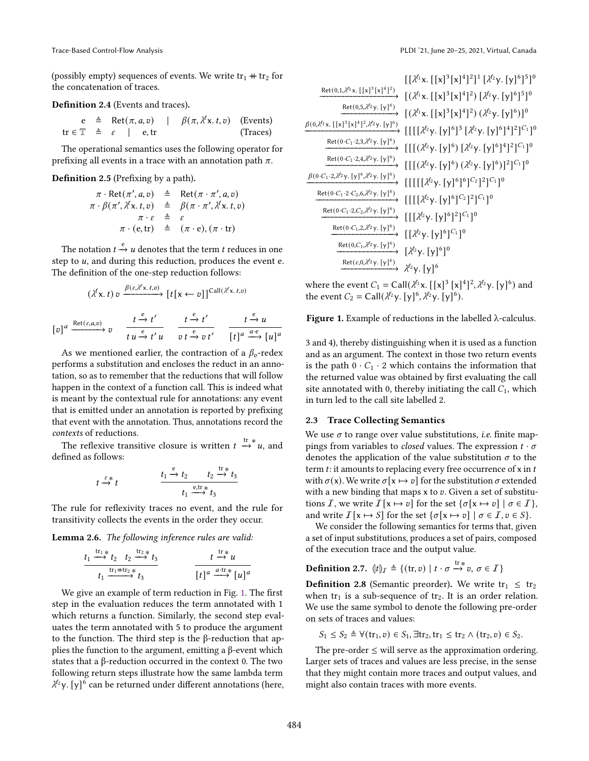(possibly empty) sequences of events. We write $\mathrm{tr}_1 +\!\!+ \mathrm{tr}_2$ for the concatenation of traces.

**Definition 2.4** (Events and traces)**.**

$$\begin{array}{rcllr} \mathrm{e} & \triangleq & \mathsf{Ret}(\pi, a, v) \quad | \quad \beta(\pi, \lambda^\ell \mathsf{x}.\, t, v) & & \text{(Events)} \\ \mathrm{tr} \in \mathbb{T} & \triangleq & \varepsilon \quad | \quad \mathrm{e}, \mathrm{tr} & & \text{(Traces)} \end{array}$$

The operational semantics uses the following operator for prefixing all events in a trace with an annotation path $\pi$.

**Definition 2.5** (Prefixing by a path)**.**

$$\begin{array}{rcl} \pi \cdot \mathsf{Ret}(\pi', a, v) & \triangleq & \mathsf{Ret}(\pi \cdot \pi', a, v) \\ \pi \cdot \beta(\pi', \lambda^\ell \mathsf{x}.\, t, v) & \triangleq & \beta(\pi \cdot \pi', \lambda^\ell \mathsf{x}.\, t, v) \\ \pi \cdot \varepsilon & \triangleq & \varepsilon \\ \pi \cdot (\mathrm{e}, \mathrm{tr}) & \triangleq & (\pi \cdot \mathrm{e}), (\pi \cdot \mathrm{tr}) \end{array}$$

The notation $t \xrightarrow{\mathrm{e}} u$ denotes that the term $t$ reduces in one step to $u$, and during this reduction, produces the event e. The definition of the one-step reduction follows:

$$(\lambda^\ell \mathsf{x}.\, t)\, v \xrightarrow{\beta(\varepsilon, \lambda^\ell \mathsf{x}.\, t, v)} [t[\mathsf{x} \leftarrow v]]^{\mathsf{Call}(\lambda^\ell \mathsf{x}.\, t, v)}$$

$$[v]^a \xrightarrow{\mathsf{Ret}(\varepsilon, a, v)} v \qquad \frac{t \xrightarrow{\mathrm{e}} t'}{t\, u \xrightarrow{\mathrm{e}} t'\, u} \qquad \frac{t \xrightarrow{\mathrm{e}} t'}{v\, t \xrightarrow{\mathrm{e}} v\, t'} \qquad \frac{t \xrightarrow{\mathrm{e}} u}{[t]^a \xrightarrow{a \cdot \mathrm{e}} [u]^a}$$

As we mentioned earlier, the contraction of a $\beta_v$-redex performs a substitution and encloses the reduct in an annotation, so as to remember that the reductions that will follow happen in the context of a function call. This is indeed what is meant by the contextual rule for annotations: any event that is emitted under an annotation is reported by prefixing that event with the annotation. Thus, annotations record the *contexts* of reductions.

The reflexive transitive closure is written $t \xrightarrow{\mathrm{tr}}{}^{*} u$, and defined as follows:

$$t \xrightarrow{\varepsilon}{}^{*} t \qquad \frac{t_1 \xrightarrow{\mathrm{e}} t_2 \qquad t_2 \xrightarrow{\mathrm{tr}}{}^{*} t_3}{t_1 \xrightarrow{\mathrm{e}, \mathrm{tr}}{}^{*} t_3}$$

The rule for reflexivity traces no event, and the rule for transitivity collects the events in the order they occur.

**Lemma 2.6.** *The following inference rules are valid:*

$$\frac{t_1 \xrightarrow{\mathrm{tr}_1}{}^{*} t_2 \quad t_2 \xrightarrow{\mathrm{tr}_2}{}^{*} t_3}{t_1 \xrightarrow{\mathrm{tr}_1 +\!\!+ \mathrm{tr}_2}{}^{*} t_3} \qquad \frac{t \xrightarrow{\mathrm{tr}}{}^{*} u}{[t]^a \xrightarrow{a \cdot \mathrm{tr}}{}^{*} [u]^a}$$

We give an example of term reduction in Fig. 1. The first step in the evaluation reduces the term annotated with 1 which returns a function. Similarly, the second step evaluates the term annotated with 5 to produce the argument to the function. The third step is the β-reduction that applies the function to the argument, emitting a β-event which states that a β-reduction occurred in the context 0. The two following return steps illustrate how the same lambda term $\lambda^{\ell_2}\mathsf{y}.\, [\mathsf{y}]^6$ can be returned under different annotations (here, 3 and 4), thereby distinguishing when it is used as a function and as an argument. The context in those two return events is the path $0 \cdot C_1 \cdot 2$ which contains the information that the returned value was obtained by first evaluating the call site annotated with 0, thereby initiating the call $C_1$, which in turn led to the call site labelled 2.

$$\begin{array}{rl}
 & [[\lambda^{\ell_1}\mathsf{x}.\, [[\mathsf{x}]^3 [\mathsf{x}]^4]^2]^1\, [\lambda^{\ell_2}\mathsf{y}.\, [\mathsf{y}]^6]^5]^0 \\
\xrightarrow{\mathsf{Ret}(0,1,\lambda^{\ell_1}\mathsf{x}.\, [[\mathsf{x}]^3[\mathsf{x}]^4]^2)} & [(\lambda^{\ell_1}\mathsf{x}.\, [[\mathsf{x}]^3 [\mathsf{x}]^4]^2)\, [\lambda^{\ell_2}\mathsf{y}.\, [\mathsf{y}]^6]^5]^0 \\
\xrightarrow{\mathsf{Ret}(0,5,\lambda^{\ell_2}\mathsf{y}.\, [\mathsf{y}]^6)} & [(\lambda^{\ell_1}\mathsf{x}.\, [[\mathsf{x}]^3 [\mathsf{x}]^4]^2)\, (\lambda^{\ell_2}\mathsf{y}.\, [\mathsf{y}]^6)]^0 \\
\xrightarrow{\beta(0,\lambda^{\ell_1}\mathsf{x}.\, [[\mathsf{x}]^3[\mathsf{x}]^4]^2,\lambda^{\ell_2}\mathsf{y}.\, [\mathsf{y}]^6)} & [[[[\lambda^{\ell_2}\mathsf{y}.\, [\mathsf{y}]^6]^3\, [\lambda^{\ell_2}\mathsf{y}.\, [\mathsf{y}]^6]^4]^2]^{C_1}]^0 \\
\xrightarrow{\mathsf{Ret}(0\cdot C_1\cdot 2,3,\lambda^{\ell_2}\mathsf{y}.\, [\mathsf{y}]^6)} & [[[(\lambda^{\ell_2}\mathsf{y}.\, [\mathsf{y}]^6)\, [\lambda^{\ell_2}\mathsf{y}.\, [\mathsf{y}]^6]^4]^2]^{C_1}]^0 \\
\xrightarrow{\mathsf{Ret}(0\cdot C_1\cdot 2,4,\lambda^{\ell_2}\mathsf{y}.\, [\mathsf{y}]^6)} & [[[(\lambda^{\ell_2}\mathsf{y}.\, [\mathsf{y}]^6)\, (\lambda^{\ell_2}\mathsf{y}.\, [\mathsf{y}]^6)]^2]^{C_1}]^0 \\
\xrightarrow{\beta(0\cdot C_1\cdot 2,\lambda^{\ell_2}\mathsf{y}.\, [\mathsf{y}]^6,\lambda^{\ell_2}\mathsf{y}.\, [\mathsf{y}]^6)} & [[[[[\lambda^{\ell_2}\mathsf{y}.\, [\mathsf{y}]^6]^6]^{C_2}]^2]^{C_1}]^0 \\
\xrightarrow{\mathsf{Ret}(0\cdot C_1\cdot 2\cdot C_2,6,\lambda^{\ell_2}\mathsf{y}.\, [\mathsf{y}]^6)} & [[[[\lambda^{\ell_2}\mathsf{y}.\, [\mathsf{y}]^6]^{C_2}]^2]^{C_1}]^0 \\
\xrightarrow{\mathsf{Ret}(0\cdot C_1\cdot 2,C_2,\lambda^{\ell_2}\mathsf{y}.\, [\mathsf{y}]^6)} & [[[\lambda^{\ell_2}\mathsf{y}.\, [\mathsf{y}]^6]^2]^{C_1}]^0 \\
\xrightarrow{\mathsf{Ret}(0\cdot C_1,2,\lambda^{\ell_2}\mathsf{y}.\, [\mathsf{y}]^6)} & [[\lambda^{\ell_2}\mathsf{y}.\, [\mathsf{y}]^6]^{C_1}]^0 \\
\xrightarrow{\mathsf{Ret}(0,C_1,\lambda^{\ell_2}\mathsf{y}.\, [\mathsf{y}]^6)} & [\lambda^{\ell_2}\mathsf{y}.\, [\mathsf{y}]^6]^0 \\
\xrightarrow{\mathsf{Ret}(\varepsilon,0,\lambda^{\ell_2}\mathsf{y}.\, [\mathsf{y}]^6)} & \lambda^{\ell_2}\mathsf{y}.\, [\mathsf{y}]^6
\end{array}$$

where the event $C_1 = \mathsf{Call}(\lambda^{\ell_1}\mathsf{x}.\, [[\mathsf{x}]^3\, [\mathsf{x}]^4]^2, \lambda^{\ell_2}\mathsf{y}.\, [\mathsf{y}]^6)$ and the event $C_2 = \mathsf{Call}(\lambda^{\ell_2}\mathsf{y}.\, [\mathsf{y}]^6, \lambda^{\ell_2}\mathsf{y}.\, [\mathsf{y}]^6)$.

**Figure 1.** Example of reductions in the labelled λ-calculus.

### 2.3 Trace Collecting Semantics

We use $\sigma$ to range over value substitutions, *i.e.* finite mappings from variables to *closed* values. The expression $t \cdot \sigma$ denotes the application of the value substitution $\sigma$ to the term $t$: it amounts to replacing every free occurrence of $\mathsf{x}$ in $t$ with $\sigma(\mathsf{x})$. We write $\sigma[\mathsf{x} \mapsto v]$ for the substitution $\sigma$ extended with a new binding that maps $\mathsf{x}$ to $v$. Given a set of substitutions $\mathcal{I}$, we write $\mathcal{I}\,[\mathsf{x} \mapsto v]$ for the set $\{\sigma[\mathsf{x} \mapsto v] \mid \sigma \in \mathcal{I}\}$, and write $\mathcal{I}\,[\mathsf{x} \mapsto S]$ for the set $\{\sigma[\mathsf{x} \mapsto v] \mid \sigma \in \mathcal{I}, v \in S\}$.

We consider the following semantics for terms that, given a set of input substitutions, produces a set of pairs, composed of the execution trace and the output value.

**Definition 2.7.** $(\!|t|\!)_{\mathcal{I}} \triangleq \{(\mathrm{tr}, v) \mid t \cdot \sigma \xrightarrow{\mathrm{tr}}{}^{*} v,\ \sigma \in \mathcal{I}\}$

**Definition 2.8** (Semantic preorder)**.** We write $\mathrm{tr}_1 \leq \mathrm{tr}_2$ when $\mathrm{tr}_1$ is a sub-sequence of $\mathrm{tr}_2$. It is an order relation. We use the same symbol to denote the following pre-order on sets of traces and values:

$$S_1 \leq S_2 \triangleq \forall (\mathrm{tr}_1, v) \in S_1, \exists \mathrm{tr}_2, \mathrm{tr}_1 \leq \mathrm{tr}_2 \wedge (\mathrm{tr}_2, v) \in S_2.$$

The pre-order $\leq$ will serve as the approximation ordering. Larger sets of traces and values are less precise, in the sense that they might contain more traces and output values, and might also contain traces with more events.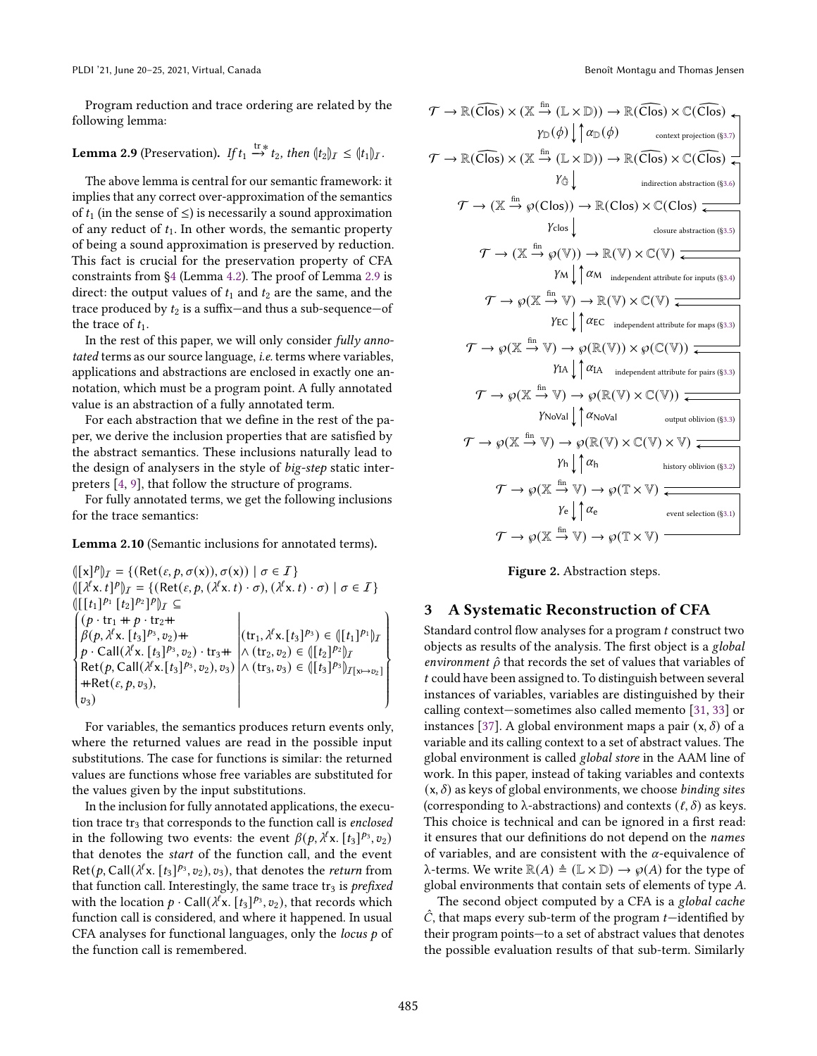Program reduction and trace ordering are related by the following lemma:

**Lemma 2.9** (Preservation). *If $t_1 \xrightarrow{\text{tr}}{}^{*} t_2$, then $(\!|t_2|\!)_{\mathcal{I}} \leq (\!|t_1|\!)_{\mathcal{I}}$.*

The above lemma is central for our semantic framework: it implies that any correct over-approximation of the semantics of $t_1$ (in the sense of $\leq$) is necessarily a sound approximation of any reduct of $t_1$. In other words, the semantic property of being a sound approximation is preserved by reduction. This fact is crucial for the preservation property of CFA constraints from §4 (Lemma 4.2). The proof of Lemma 2.9 is direct: the output values of $t_1$ and $t_2$ are the same, and the trace produced by $t_2$ is a suffix—and thus a sub-sequence—of the trace of $t_1$.

In the rest of this paper, we will only consider *fully annotated* terms as our source language, *i.e.* terms where variables, applications and abstractions are enclosed in exactly one annotation, which must be a program point. A fully annotated value is an abstraction of a fully annotated term.

For each abstraction that we define in the rest of the paper, we derive the inclusion properties that are satisfied by the abstract semantics. These inclusions naturally lead to the design of analysers in the style of *big-step* static interpreters [4, 9], that follow the structure of programs.

For fully annotated terms, we get the following inclusions for the trace semantics:

**Lemma 2.10** (Semantic inclusions for annotated terms).

$$(\!|[\mathsf{x}]^p|\!)_{\mathcal{I}} = \{(\mathsf{Ret}(\varepsilon, p, \sigma(\mathsf{x})), \sigma(\mathsf{x})) \mid \sigma \in \mathcal{I}\}$$

$$(\!|[\lambda^\ell \mathsf{x}.\, t]^p|\!)_{\mathcal{I}} = \{(\mathsf{Ret}(\varepsilon, p, (\lambda^\ell \mathsf{x}.\, t)\cdot\sigma), (\lambda^\ell \mathsf{x}.\, t)\cdot\sigma) \mid \sigma \in \mathcal{I}\}$$

$$(\!|[[t_1]^{p_1}\ [t_2]^{p_2}]^p|\!)_{\mathcal{I}} \subseteq \left\{ \begin{pmatrix} p\cdot \mathrm{tr}_1 +\!\!+\ p\cdot \mathrm{tr}_2 +\!\!+ \\ \beta(p, \lambda^\ell \mathsf{x}.\, [t_3]^{p_3}, v_2) +\!\!+ \\ p\cdot \mathsf{Call}(\lambda^\ell \mathsf{x}.\, [t_3]^{p_3}, v_2)\cdot \mathrm{tr}_3 +\!\!+ \\ \mathsf{Ret}(p, \mathsf{Call}(\lambda^\ell \mathsf{x}.[t_3]^{p_3}, v_2), v_3) \\ +\!\!+ \mathsf{Ret}(\varepsilon, p, v_3), \\ v_3 \end{pmatrix} \middle| \begin{array}{l} (\mathrm{tr}_1, \lambda^\ell \mathsf{x}.[t_3]^{p_3}) \in (\!|[t_1]^{p_1}|\!)_{\mathcal{I}} \\ \wedge\ (\mathrm{tr}_2, v_2) \in (\!|[t_2]^{p_2}|\!)_{\mathcal{I}} \\ \wedge\ (\mathrm{tr}_3, v_3) \in (\!|[t_3]^{p_3}|\!)_{\mathcal{I}[\mathsf{x}\mapsto v_2]} \end{array} \right\}$$

For variables, the semantics produces return events only, where the returned values are read in the possible input substitutions. The case for functions is similar: the returned values are functions whose free variables are substituted for the values given by the input substitutions.

In the inclusion for fully annotated applications, the execution trace $\mathrm{tr}_3$ that corresponds to the function call is *enclosed* in the following two events: the event $\beta(p, \lambda^\ell \mathsf{x}.\, [t_3]^{p_3}, v_2)$ that denotes the *start* of the function call, and the event $\mathsf{Ret}(p, \mathsf{Call}(\lambda^\ell \mathsf{x}.\, [t_3]^{p_3}, v_2), v_3)$, that denotes the *return* from that function call. Interestingly, the same trace $\mathrm{tr}_3$ is *prefixed* with the location $p \cdot \mathsf{Call}(\lambda^\ell \mathsf{x}.\, [t_3]^{p_3}, v_2)$, that records which function call is considered, and where it happened. In usual CFA analyses for functional languages, only the *locus* $p$ of the function call is remembered.

$$\mathcal{T} \to \mathbb{R}(\widehat{\mathsf{Clos}}) \times (\mathbb{X} \xrightarrow{\text{fin}} (\mathbb{L}\times\mathbb{D})) \to \mathbb{R}(\widehat{\mathsf{Clos}}) \times \mathbb{C}(\widehat{\mathsf{Clos}})$$
$$\gamma_{\mathbb{D}}(\phi) \downarrow \uparrow \alpha_{\mathbb{D}}(\phi) \quad \text{context projection (§3.7)}$$
$$\mathcal{T} \to \mathbb{R}(\widehat{\mathsf{Clos}}) \times (\mathbb{X} \xrightarrow{\text{fin}} (\mathbb{L}\times\mathbb{D})) \to \mathbb{R}(\widehat{\mathsf{Clos}}) \times \mathbb{C}(\widehat{\mathsf{Clos}})$$
$$\gamma_{\widehat{\mathbb{C}}} \downarrow \quad \text{indirection abstraction (§3.6)}$$
$$\mathcal{T} \to (\mathbb{X} \xrightarrow{\text{fin}} \wp(\mathsf{Clos})) \to \mathbb{R}(\mathsf{Clos}) \times \mathbb{C}(\mathsf{Clos})$$
$$\gamma_{\mathsf{clos}} \downarrow \quad \text{closure abstraction (§3.5)}$$
$$\mathcal{T} \to (\mathbb{X} \xrightarrow{\text{fin}} \wp(\mathbb{V})) \to \mathbb{R}(\mathbb{V}) \times \mathbb{C}(\mathbb{V})$$
$$\gamma_{\mathsf{M}} \downarrow \uparrow \alpha_{\mathsf{M}} \quad \text{independent attribute for inputs (§3.4)}$$
$$\mathcal{T} \to \wp(\mathbb{X} \xrightarrow{\text{fin}} \mathbb{V}) \to \mathbb{R}(\mathbb{V}) \times \mathbb{C}(\mathbb{V})$$
$$\gamma_{\mathsf{EC}} \downarrow \uparrow \alpha_{\mathsf{EC}} \quad \text{independent attribute for maps (§3.3)}$$
$$\mathcal{T} \to \wp(\mathbb{X} \xrightarrow{\text{fin}} \mathbb{V}) \to \wp(\mathbb{R}(\mathbb{V})) \times \wp(\mathbb{C}(\mathbb{V}))$$
$$\gamma_{\mathsf{IA}} \downarrow \uparrow \alpha_{\mathsf{IA}} \quad \text{independent attribute for pairs (§3.3)}$$
$$\mathcal{T} \to \wp(\mathbb{X} \xrightarrow{\text{fin}} \mathbb{V}) \to \wp(\mathbb{R}(\mathbb{V}) \times \mathbb{C}(\mathbb{V}))$$
$$\gamma_{\mathsf{NoVal}} \downarrow \uparrow \alpha_{\mathsf{NoVal}} \quad \text{output oblivion (§3.3)}$$
$$\mathcal{T} \to \wp(\mathbb{X} \xrightarrow{\text{fin}} \mathbb{V}) \to \wp(\mathbb{R}(\mathbb{V}) \times \mathbb{C}(\mathbb{V}) \times \mathbb{V})$$
$$\gamma_{\mathsf{h}} \downarrow \uparrow \alpha_{\mathsf{h}} \quad \text{history oblivion (§3.2)}$$
$$\mathcal{T} \to \wp(\mathbb{X} \xrightarrow{\text{fin}} \mathbb{V}) \to \wp(\mathbb{T} \times \mathbb{V})$$
$$\gamma_{\mathsf{e}} \downarrow \uparrow \alpha_{\mathsf{e}} \quad \text{event selection (§3.1)}$$
$$\mathcal{T} \to \wp(\mathbb{X} \xrightarrow{\text{fin}} \mathbb{V}) \to \wp(\mathbb{T} \times \mathbb{V})$$

**Figure 2.** Abstraction steps.

## 3 A Systematic Reconstruction of CFA

Standard control flow analyses for a program $t$ construct two objects as results of the analysis. The first object is a *global environment* $\hat{\rho}$ that records the set of values that variables of $t$ could have been assigned to. To distinguish between several instances of variables, variables are distinguished by their calling context—sometimes also called memento [31, 33] or instances [37]. A global environment maps a pair $(\mathsf{x}, \delta)$ of a variable and its calling context to a set of abstract values. The global environment is called *global store* in the AAM line of work. In this paper, instead of taking variables and contexts $(\mathsf{x}, \delta)$ as keys of global environments, we choose *binding sites* (corresponding to λ-abstractions) and contexts $(\ell, \delta)$ as keys. This choice is technical and can be ignored in a first read: it ensures that our definitions do not depend on the *names* of variables, and are consistent with the $\alpha$-equivalence of λ-terms. We write $\mathbb{R}(A) \triangleq (\mathbb{L}\times\mathbb{D}) \to \wp(A)$ for the type of global environments that contain sets of elements of type $A$.

The second object computed by a CFA is a *global cache* $\hat{C}$, that maps every sub-term of the program $t$—identified by their program points—to a set of abstract values that denotes the possible evaluation results of that sub-term. Similarly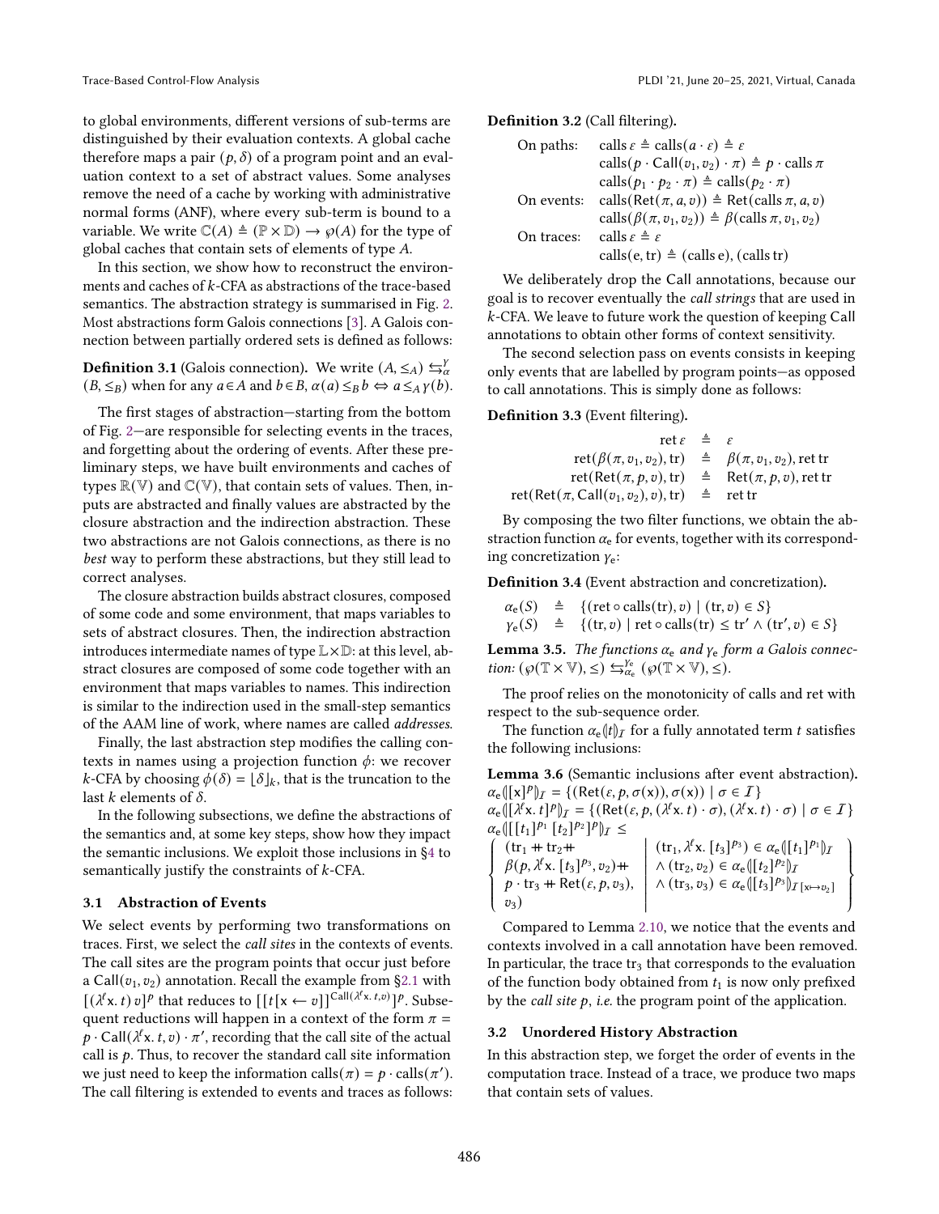to global environments, different versions of sub-terms are distinguished by their evaluation contexts. A global cache therefore maps a pair $(p, \delta)$ of a program point and an evaluation context to a set of abstract values. Some analyses remove the need of a cache by working with administrative normal forms (ANF), where every sub-term is bound to a variable. We write $\mathbb{C}(A) \triangleq (\mathbb{P} \times \mathbb{D}) \to \wp(A)$ for the type of global caches that contain sets of elements of type $A$.

In this section, we show how to reconstruct the environments and caches of $k$-CFA as abstractions of the trace-based semantics. The abstraction strategy is summarised in Fig. 2. Most abstractions form Galois connections [3]. A Galois connection between partially ordered sets is defined as follows:

**Definition 3.1** (Galois connection)**.** We write $(A, \leq_A) \leftrightarrows^{\gamma}_{\alpha} (B, \leq_B)$ when for any $a \in A$ and $b \in B$, $\alpha(a) \leq_B b \Leftrightarrow a \leq_A \gamma(b)$.

The first stages of abstraction—starting from the bottom of Fig. 2—are responsible for selecting events in the traces, and forgetting about the ordering of events. After these preliminary steps, we have built environments and caches of types $\mathbb{R}(\mathbb{V})$ and $\mathbb{C}(\mathbb{V})$, that contain sets of values. Then, inputs are abstracted and finally values are abstracted by the closure abstraction and the indirection abstraction. These two abstractions are not Galois connections, as there is no *best* way to perform these abstractions, but they still lead to correct analyses.

The closure abstraction builds abstract closures, composed of some code and some environment, that maps variables to sets of abstract closures. Then, the indirection abstraction introduces intermediate names of type $\mathbb{L} \times \mathbb{D}$: at this level, abstract closures are composed of some code together with an environment that maps variables to names. This indirection is similar to the indirection used in the small-step semantics of the AAM line of work, where names are called *addresses*.

Finally, the last abstraction step modifies the calling contexts in names using a projection function $\phi$: we recover $k$-CFA by choosing $\phi(\delta) = \lfloor \delta \rfloor_k$, that is the truncation to the last $k$ elements of $\delta$.

In the following subsections, we define the abstractions of the semantics and, at some key steps, show how they impact the semantic inclusions. We exploit those inclusions in §4 to semantically justify the constraints of $k$-CFA.

### 3.1 Abstraction of Events

We select events by performing two transformations on traces. First, we select the *call sites* in the contexts of events. The call sites are the program points that occur just before a $\mathsf{Call}(v_1, v_2)$ annotation. Recall the example from §2.1 with $[(\lambda^\ell \mathsf{x}.\, t)\, v]^p$ that reduces to $[[t[\mathsf{x} \leftarrow v]]^{\mathsf{Call}(\lambda^\ell \mathsf{x}.\, t, v)}]^p$. Subsequent reductions will happen in a context of the form $\pi = p \cdot \mathsf{Call}(\lambda^\ell \mathsf{x}.\, t, v) \cdot \pi'$, recording that the call site of the actual call is $p$. Thus, to recover the standard call site information we just need to keep the information $\mathrm{calls}(\pi) = p \cdot \mathrm{calls}(\pi')$. The call filtering is extended to events and traces as follows:

**Definition 3.2** (Call filtering)**.**

$$
\begin{array}{ll}
\text{On paths:} & \mathrm{calls}\, \varepsilon \triangleq \mathrm{calls}(a \cdot \varepsilon) \triangleq \varepsilon \\
& \mathrm{calls}(p \cdot \mathsf{Call}(v_1, v_2) \cdot \pi) \triangleq p \cdot \mathrm{calls}\, \pi \\
& \mathrm{calls}(p_1 \cdot p_2 \cdot \pi) \triangleq \mathrm{calls}(p_2 \cdot \pi) \\
\text{On events:} & \mathrm{calls}(\mathsf{Ret}(\pi, a, v)) \triangleq \mathsf{Ret}(\mathrm{calls}\, \pi, a, v) \\
& \mathrm{calls}(\beta(\pi, v_1, v_2)) \triangleq \beta(\mathrm{calls}\, \pi, v_1, v_2) \\
\text{On traces:} & \mathrm{calls}\, \varepsilon \triangleq \varepsilon \\
& \mathrm{calls}(\mathrm{e}, \mathrm{tr}) \triangleq (\mathrm{calls}\, \mathrm{e}), (\mathrm{calls}\, \mathrm{tr})
\end{array}
$$

We deliberately drop the $\mathsf{Call}$ annotations, because our goal is to recover eventually the *call strings* that are used in $k$-CFA. We leave to future work the question of keeping $\mathsf{Call}$ annotations to obtain other forms of context sensitivity.

The second selection pass on events consists in keeping only events that are labelled by program points—as opposed to call annotations. This is simply done as follows:

**Definition 3.3** (Event filtering)**.**

$$
\begin{array}{rcl}
\mathrm{ret}\, \varepsilon & \triangleq & \varepsilon \\
\mathrm{ret}(\beta(\pi, v_1, v_2), \mathrm{tr}) & \triangleq & \beta(\pi, v_1, v_2), \mathrm{ret}\, \mathrm{tr} \\
\mathrm{ret}(\mathsf{Ret}(\pi, p, v), \mathrm{tr}) & \triangleq & \mathsf{Ret}(\pi, p, v), \mathrm{ret}\, \mathrm{tr} \\
\mathrm{ret}(\mathsf{Ret}(\pi, \mathsf{Call}(v_1, v_2), v), \mathrm{tr}) & \triangleq & \mathrm{ret}\, \mathrm{tr}
\end{array}
$$

By composing the two filter functions, we obtain the abstraction function $\alpha_{\mathrm{e}}$ for events, together with its corresponding concretization $\gamma_{\mathrm{e}}$:

**Definition 3.4** (Event abstraction and concretization)**.**

$$
\begin{array}{rcl}
\alpha_{\mathrm{e}}(S) & \triangleq & \{(\mathrm{ret} \circ \mathrm{calls}(\mathrm{tr}), v) \mid (\mathrm{tr}, v) \in S\} \\
\gamma_{\mathrm{e}}(S) & \triangleq & \{(\mathrm{tr}, v) \mid \mathrm{ret} \circ \mathrm{calls}(\mathrm{tr}) \leq \mathrm{tr}' \wedge (\mathrm{tr}', v) \in S\}
\end{array}
$$

**Lemma 3.5.** *The functions $\alpha_{\mathrm{e}}$ and $\gamma_{\mathrm{e}}$ form a Galois connection: $(\wp(\mathbb{T} \times \mathbb{V}), \leq) \leftrightarrows^{\gamma_{\mathrm{e}}}_{\alpha_{\mathrm{e}}} (\wp(\mathbb{T} \times \mathbb{V}), \leq)$.*

The proof relies on the monotonicity of calls and ret with respect to the sub-sequence order.

The function $\alpha_{\mathrm{e}}(\!|t|\!)_{\mathcal{I}}$ for a fully annotated term $t$ satisfies the following inclusions:

**Lemma 3.6** (Semantic inclusions after event abstraction)**.**

$$
\alpha_{\mathrm{e}}(\!|[\mathsf{x}]^p|\!)_{\mathcal{I}} = \{(\mathsf{Ret}(\varepsilon, p, \sigma(\mathsf{x})), \sigma(\mathsf{x})) \mid \sigma \in \mathcal{I}\}
$$

$$
\alpha_{\mathrm{e}}(\!|[\lambda^\ell \mathsf{x}.\, t]^p|\!)_{\mathcal{I}} = \{(\mathsf{Ret}(\varepsilon, p, (\lambda^\ell \mathsf{x}.\, t) \cdot \sigma), (\lambda^\ell \mathsf{x}.\, t) \cdot \sigma) \mid \sigma \in \mathcal{I}\}
$$

$$
\alpha_{\mathrm{e}}(\!|[[t_1]^{p_1}\, [t_2]^{p_2}]^p|\!)_{\mathcal{I}} \leq
\left\{
\begin{array}{l|l}
(\mathrm{tr}_1 + \mathrm{tr}_2 + & (\mathrm{tr}_1, \lambda^\ell \mathsf{x}.\, [t_3]^{p_3}) \in \alpha_{\mathrm{e}}(\!|[t_1]^{p_1}|\!)_{\mathcal{I}} \\
\beta(p, \lambda^\ell \mathsf{x}.\, [t_3]^{p_3}, v_2) + & \wedge\, (\mathrm{tr}_2, v_2) \in \alpha_{\mathrm{e}}(\!|[t_2]^{p_2}|\!)_{\mathcal{I}} \\
p \cdot \mathrm{tr}_3 + \mathsf{Ret}(\varepsilon, p, v_3), & \wedge\, (\mathrm{tr}_3, v_3) \in \alpha_{\mathrm{e}}(\!|[t_3]^{p_3}|\!)_{\mathcal{I}[\mathsf{x} \mapsto v_2]} \\
v_3) &
\end{array}
\right\}
$$

Compared to Lemma 2.10, we notice that the events and contexts involved in a call annotation have been removed. In particular, the trace $\mathrm{tr}_3$ that corresponds to the evaluation of the function body obtained from $t_1$ is now only prefixed by the *call site* $p$, *i.e.* the program point of the application.

### 3.2 Unordered History Abstraction

In this abstraction step, we forget the order of events in the computation trace. Instead of a trace, we produce two maps that contain sets of values.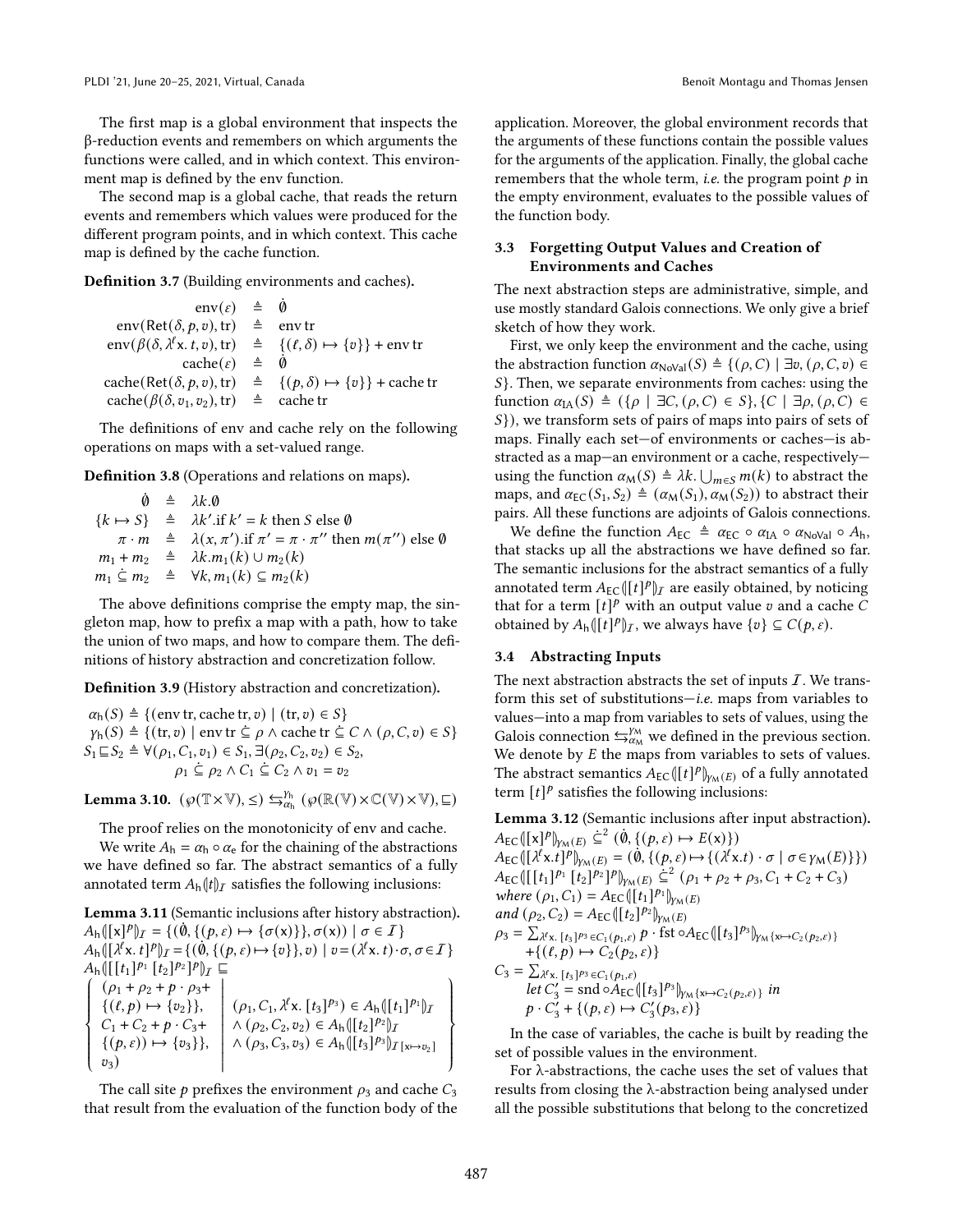The first map is a global environment that inspects the β-reduction events and remembers on which arguments the functions were called, and in which context. This environment map is defined by the env function.

The second map is a global cache, that reads the return events and remembers which values were produced for the different program points, and in which context. This cache map is defined by the cache function.

**Definition 3.7** (Building environments and caches).

$$
\begin{aligned}
\text{env}(\varepsilon) &\triangleq \dot{\emptyset} \\
\text{env}(\text{Ret}(\delta, p, v), \text{tr}) &\triangleq \text{env tr} \\
\text{env}(\beta(\delta, \lambda^\ell \text{x}.\, t, v), \text{tr}) &\triangleq \{(\ell, \delta) \mapsto \{v\}\} + \text{env tr} \\
\text{cache}(\varepsilon) &\triangleq \dot{\emptyset} \\
\text{cache}(\text{Ret}(\delta, p, v), \text{tr}) &\triangleq \{(p, \delta) \mapsto \{v\}\} + \text{cache tr} \\
\text{cache}(\beta(\delta, v_1, v_2), \text{tr}) &\triangleq \text{cache tr}
\end{aligned}
$$

The definitions of env and cache rely on the following operations on maps with a set-valued range.

**Definition 3.8** (Operations and relations on maps).

$$
\begin{aligned}
\dot{\emptyset} &\triangleq \lambda k.\emptyset \\
\{k \mapsto S\} &\triangleq \lambda k'.\text{if } k' = k \text{ then } S \text{ else } \emptyset \\
\pi \cdot m &\triangleq \lambda(x, \pi').\text{if } \pi' = \pi \cdot \pi'' \text{ then } m(\pi'') \text{ else } \emptyset \\
m_1 + m_2 &\triangleq \lambda k.m_1(k) \cup m_2(k) \\
m_1 \mathrel{\dot{\subseteq}} m_2 &\triangleq \forall k, m_1(k) \subseteq m_2(k)
\end{aligned}
$$

The above definitions comprise the empty map, the singleton map, how to prefix a map with a path, how to take the union of two maps, and how to compare them. The definitions of history abstraction and concretization follow.

**Definition 3.9** (History abstraction and concretization).

$$
\begin{aligned}
&\alpha_\text{h}(S) \triangleq \{(\text{env tr}, \text{cache tr}, v) \mid (\text{tr}, v) \in S\} \\
&\gamma_\text{h}(S) \triangleq \{(\text{tr}, v) \mid \text{env tr} \mathrel{\dot{\subseteq}} \rho \wedge \text{cache tr} \mathrel{\dot{\subseteq}} C \wedge (\rho, C, v) \in S\} \\
&S_1 \sqsubseteq S_2 \triangleq \forall (\rho_1, C_1, v_1) \in S_1, \exists (\rho_2, C_2, v_2) \in S_2, \\
&\qquad\qquad \rho_1 \mathrel{\dot{\subseteq}} \rho_2 \wedge C_1 \mathrel{\dot{\subseteq}} C_2 \wedge v_1 = v_2
\end{aligned}
$$

**Lemma 3.10.** $(\wp(\mathbb{T}\times\mathbb{V}), \leq) \leftrightarrows^{\gamma_\text{h}}_{\alpha_\text{h}} (\wp(\mathbb{R}(\mathbb{V})\times\mathbb{C}(\mathbb{V})\times\mathbb{V}), \sqsubseteq)$

The proof relies on the monotonicity of env and cache.

We write $A_\text{h} = \alpha_\text{h} \circ \alpha_\text{e}$ for the chaining of the abstractions we have defined so far. The abstract semantics of a fully annotated term $A_\text{h}(\!|t|\!)_\mathcal{I}$ satisfies the following inclusions:

**Lemma 3.11** (Semantic inclusions after history abstraction).

$$
\begin{aligned}
&A_\text{h}(\!|[\text{x}]^p|\!)_\mathcal{I} = \{(\dot{\emptyset}, \{(p, \varepsilon) \mapsto \{\sigma(\text{x})\}\}, \sigma(\text{x})) \mid \sigma \in \mathcal{I}\} \\
&A_\text{h}(\!|[\lambda^\ell \text{x}.\, t]^p|\!)_\mathcal{I} = \{(\dot{\emptyset}, \{(p, \varepsilon) \mapsto \{v\}\}, v) \mid v = (\lambda^\ell \text{x}.\, t) \cdot \sigma, \sigma \in \mathcal{I}\} \\
&A_\text{h}(\!|[[t_1]^{p_1}\, [t_2]^{p_2}]^p|\!)_\mathcal{I} \sqsubseteq \\
&\left\{ \begin{pmatrix} \rho_1 + \rho_2 + p \cdot \rho_3 + \\ \{(\ell, p) \mapsto \{v_2\}\}, \\ C_1 + C_2 + p \cdot C_3 + \\ \{(p, \varepsilon)) \mapsto \{v_3\}\}, \\ v_3 \end{pmatrix} \;\middle|\; \begin{array}{l} (\rho_1, C_1, \lambda^\ell \text{x}.\, [t_3]^{p_3}) \in A_\text{h}(\!|[t_1]^{p_1}|\!)_\mathcal{I} \\ \wedge (\rho_2, C_2, v_2) \in A_\text{h}(\!|[t_2]^{p_2}|\!)_\mathcal{I} \\ \wedge (\rho_3, C_3, v_3) \in A_\text{h}(\!|[t_3]^{p_3}|\!)_{\mathcal{I}[\text{x}\mapsto v_2]} \end{array} \right\}
\end{aligned}
$$

The call site $p$ prefixes the environment $\rho_3$ and cache $C_3$ that result from the evaluation of the function body of the application. Moreover, the global environment records that the arguments of these functions contain the possible values for the arguments of the application. Finally, the global cache remembers that the whole term, *i.e.* the program point $p$ in the empty environment, evaluates to the possible values of the function body.

### 3.3 Forgetting Output Values and Creation of Environments and Caches

The next abstraction steps are administrative, simple, and use mostly standard Galois connections. We only give a brief sketch of how they work.

First, we only keep the environment and the cache, using the abstraction function $\alpha_\text{NoVal}(S) \triangleq \{(\rho, C) \mid \exists v, (\rho, C, v) \in S\}$. Then, we separate environments from caches: using the function $\alpha_\text{IA}(S) \triangleq (\{\rho \mid \exists C, (\rho, C) \in S\}, \{C \mid \exists \rho, (\rho, C) \in S\})$, we transform sets of pairs of maps into pairs of sets of maps. Finally each set—of environments or caches—is abstracted as a map—an environment or a cache, respectively—using the function $\alpha_\text{M}(S) \triangleq \lambda k. \bigcup_{m \in S} m(k)$ to abstract the maps, and $\alpha_\text{EC}(S_1, S_2) \triangleq (\alpha_\text{M}(S_1), \alpha_\text{M}(S_2))$ to abstract their pairs. All these functions are adjoints of Galois connections.

We define the function $A_\text{EC} \triangleq \alpha_\text{EC} \circ \alpha_\text{IA} \circ \alpha_\text{NoVal} \circ A_\text{h}$, that stacks up all the abstractions we have defined so far. The semantic inclusions for the abstract semantics of a fully annotated term $A_\text{EC}(\!|[t]^p|\!)_\mathcal{I}$ are easily obtained, by noticing that for a term $[t]^p$ with an output value $v$ and a cache $C$ obtained by $A_\text{h}(\!|[t]^p|\!)_\mathcal{I}$, we always have $\{v\} \subseteq C(p, \varepsilon)$.

### 3.4 Abstracting Inputs

The next abstraction abstracts the set of inputs $\mathcal{I}$. We transform this set of substitutions—*i.e.* maps from variables to values—into a map from variables to sets of values, using the Galois connection $\leftrightarrows^{\gamma_\text{M}}_{\alpha_\text{M}}$ we defined in the previous section. We denote by $E$ the maps from variables to sets of values. The abstract semantics $A_\text{EC}(\!|[t]^p|\!)_{\gamma_\text{M}(E)}$ of a fully annotated term $[t]^p$ satisfies the following inclusions:

**Lemma 3.12** (Semantic inclusions after input abstraction).

$$
\begin{aligned}
&A_\text{EC}(\!|[\text{x}]^p|\!)_{\gamma_\text{M}(E)} \mathrel{\dot{\subseteq}}^2 (\dot{\emptyset}, \{(p, \varepsilon) \mapsto E(\text{x})\}) \\
&A_\text{EC}(\!|[\lambda^\ell \text{x}.t]^p|\!)_{\gamma_\text{M}(E)} = (\dot{\emptyset}, \{(p, \varepsilon) \mapsto \{(\lambda^\ell \text{x}.t) \cdot \sigma \mid \sigma \in \gamma_\text{M}(E)\}\}) \\
&A_\text{EC}(\!|[[t_1]^{p_1}\, [t_2]^{p_2}]^p|\!)_{\gamma_\text{M}(E)} \mathrel{\dot{\subseteq}}^2 (\rho_1 + \rho_2 + \rho_3, C_1 + C_2 + C_3) \\
&\textit{where } (\rho_1, C_1) = A_\text{EC}(\!|[t_1]^{p_1}|\!)_{\gamma_\text{M}(E)} \\
&\textit{and } (\rho_2, C_2) = A_\text{EC}(\!|[t_2]^{p_2}|\!)_{\gamma_\text{M}(E)} \\
&\rho_3 = \textstyle\sum_{\lambda^\ell \text{x}.\, [t_3]^{p_3} \in C_1(p_1, \varepsilon)} p \cdot \text{fst} \circ A_\text{EC}(\!|[t_3]^{p_3}|\!)_{\gamma_\text{M}\{\text{x}\mapsto C_2(p_2, \varepsilon)\}} \\
&\qquad + \{(\ell, p) \mapsto C_2(p_2, \varepsilon)\} \\
&C_3 = \textstyle\sum_{\lambda^\ell \text{x}.\, [t_3]^{p_3} \in C_1(p_1, \varepsilon)} \\
&\qquad \textit{let } C_3' = \text{snd} \circ A_\text{EC}(\!|[t_3]^{p_3}|\!)_{\gamma_\text{M}\{\text{x}\mapsto C_2(p_2, \varepsilon)\}} \textit{ in} \\
&\qquad p \cdot C_3' + \{(p, \varepsilon) \mapsto C_3'(p_3, \varepsilon)\}
\end{aligned}
$$

In the case of variables, the cache is built by reading the set of possible values in the environment.

For λ-abstractions, the cache uses the set of values that results from closing the λ-abstraction being analysed under all the possible substitutions that belong to the concretized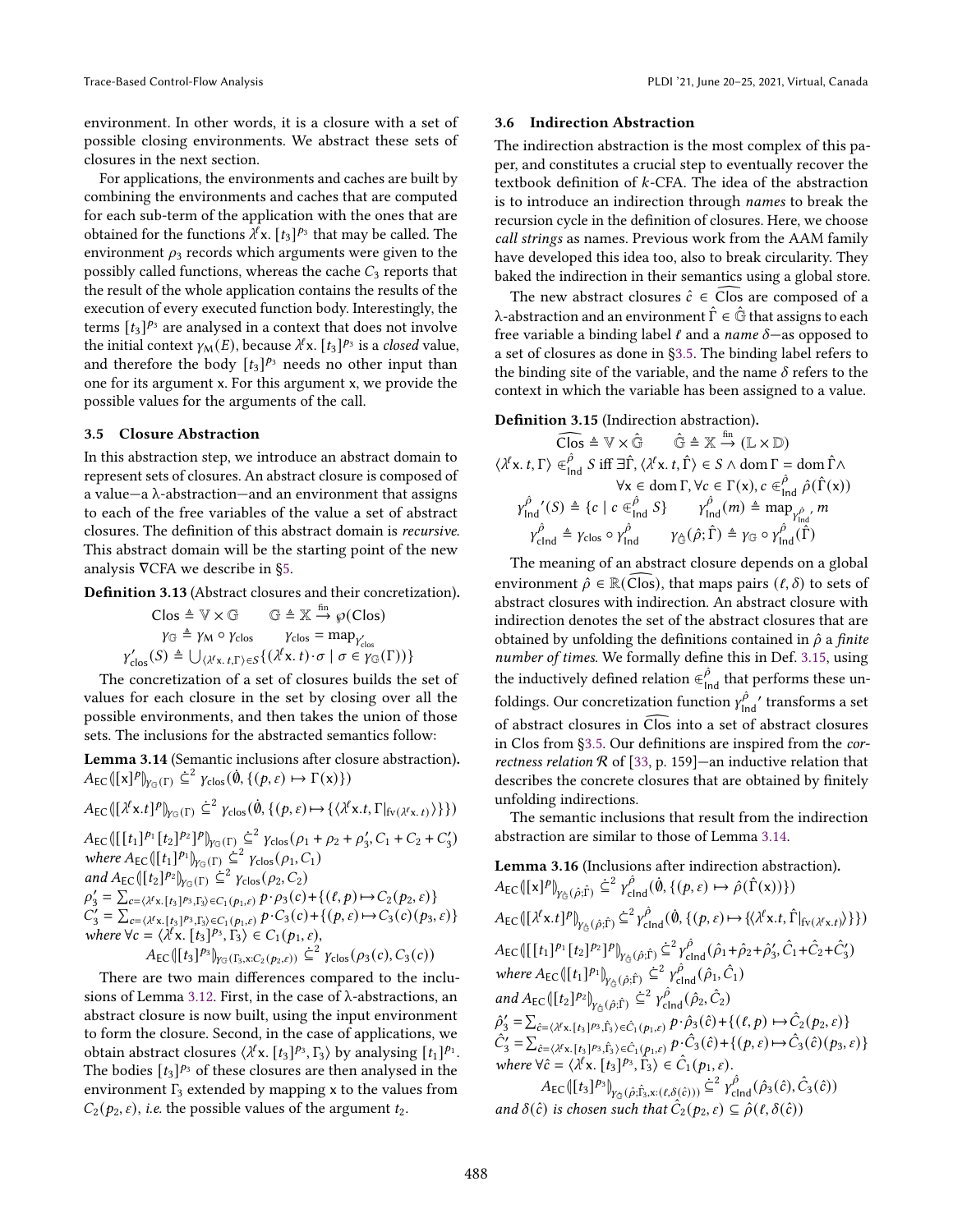environment. In other words, it is a closure with a set of possible closing environments. We abstract these sets of closures in the next section.

For applications, the environments and caches are built by combining the environments and caches that are computed for each sub-term of the application with the ones that are obtained for the functions $\lambda^\ell \mathsf{x}.\ [t_3]^{p_3}$ that may be called. The environment $\rho_3$ records which arguments were given to the possibly called functions, whereas the cache $C_3$ reports that the result of the whole application contains the results of the execution of every executed function body. Interestingly, the terms $[t_3]^{p_3}$ are analysed in a context that does not involve the initial context $\gamma_{\mathsf{M}}(E)$, because $\lambda^\ell \mathsf{x}.\ [t_3]^{p_3}$ is a *closed* value, and therefore the body $[t_3]^{p_3}$ needs no other input than one for its argument x. For this argument x, we provide the possible values for the arguments of the call.

### 3.5 Closure Abstraction

In this abstraction step, we introduce an abstract domain to represent sets of closures. An abstract closure is composed of a value—a λ-abstraction—and an environment that assigns to each of the free variables of the value a set of abstract closures. The definition of this abstract domain is *recursive*. This abstract domain will be the starting point of the new analysis ∇CFA we describe in §5.

**Definition 3.13** (Abstract closures and their concretization).

$$\mathrm{Clos} \triangleq \mathbb{V} \times \mathbb{G} \qquad \mathbb{G} \triangleq \mathbb{X} \xrightarrow{\text{fin}} \wp(\mathrm{Clos})$$
$$\gamma_{\mathbb{G}} \triangleq \gamma_{\mathsf{M}} \circ \gamma_{\mathrm{clos}} \qquad \gamma_{\mathrm{clos}} \triangleq \mathrm{map}_{\gamma'_{\mathrm{clos}}}$$
$$\gamma'_{\mathrm{clos}}(S) \triangleq \bigcup_{\langle \lambda^\ell \mathsf{x}.\,t, \Gamma\rangle \in S} \{(\lambda^\ell \mathsf{x}.\ t)\cdot\sigma \mid \sigma \in \gamma_{\mathbb{G}}(\Gamma)\}$$

The concretization of a set of closures builds the set of values for each closure in the set by closing over all the possible environments, and then takes the union of those sets. The inclusions for the abstracted semantics follow:

**Lemma 3.14** (Semantic inclusions after closure abstraction).

$A_{\mathsf{EC}}(\![ [\mathsf{x}]^p ]\!)_{\gamma_{\mathbb{G}}(\Gamma)} \mathrel{\dot{\subseteq}^2} \gamma_{\mathrm{clos}}(\dot{\emptyset}, \{(p, \varepsilon) \mapsto \Gamma(\mathsf{x})\})$

$A_{\mathsf{EC}}(\![ [\lambda^\ell \mathsf{x}.t]^p ]\!)_{\gamma_{\mathbb{G}}(\Gamma)} \mathrel{\dot{\subseteq}^2} \gamma_{\mathrm{clos}}(\dot{\emptyset}, \{(p, \varepsilon) \mapsto \{\langle \lambda^\ell \mathsf{x}.t, \Gamma|_{\mathrm{fv}(\lambda^\ell \mathsf{x}.\,t)}\rangle\}\})$

$A_{\mathsf{EC}}(\![ [[t_1]^{p_1} [t_2]^{p_2}]^p ]\!)_{\gamma_{\mathbb{G}}(\Gamma)} \mathrel{\dot{\subseteq}^2} \gamma_{\mathrm{clos}}(\rho_1 + \rho_2 + \rho'_3, C_1 + C_2 + C'_3)$
*where* $A_{\mathsf{EC}}(\![ [t_1]^{p_1} ]\!)_{\gamma_{\mathbb{G}}(\Gamma)} \mathrel{\dot{\subseteq}^2} \gamma_{\mathrm{clos}}(\rho_1, C_1)$
*and* $A_{\mathsf{EC}}(\![ [t_2]^{p_2} ]\!)_{\gamma_{\mathbb{G}}(\Gamma)} \mathrel{\dot{\subseteq}^2} \gamma_{\mathrm{clos}}(\rho_2, C_2)$
$\rho'_3 = \sum_{c = \langle \lambda^\ell \mathsf{x}.\,[t_3]^{p_3}, \Gamma_3\rangle \in C_1(p_1,\varepsilon)} p\cdot\rho_3(c) + \{(\ell, p) \mapsto C_2(p_2, \varepsilon)\}$
$C'_3 = \sum_{c = \langle \lambda^\ell \mathsf{x}.\,[t_3]^{p_3}, \Gamma_3\rangle \in C_1(p_1,\varepsilon)} p\cdot C_3(c) + \{(p, \varepsilon) \mapsto C_3(c)(p_3, \varepsilon)\}$
*where* $\forall c = \langle \lambda^\ell \mathsf{x}.\ [t_3]^{p_3}, \Gamma_3\rangle \in C_1(p_1, \varepsilon)$,
$\qquad A_{\mathsf{EC}}(\![ [t_3]^{p_3} ]\!)_{\gamma_{\mathbb{G}}(\Gamma_3, \mathsf{x}: C_2(p_2, \varepsilon))} \mathrel{\dot{\subseteq}^2} \gamma_{\mathrm{clos}}(\rho_3(c), C_3(c))$

There are two main differences compared to the inclusions of Lemma 3.12. First, in the case of λ-abstractions, an abstract closure is now built, using the input environment to form the closure. Second, in the case of applications, we obtain abstract closures $\langle \lambda^\ell \mathsf{x}.\ [t_3]^{p_3}, \Gamma_3\rangle$ by analysing $[t_1]^{p_1}$. The bodies $[t_3]^{p_3}$ of these closures are then analysed in the environment $\Gamma_3$ extended by mapping x to the values from $C_2(p_2, \varepsilon)$, *i.e.* the possible values of the argument $t_2$.

### 3.6 Indirection Abstraction

The indirection abstraction is the most complex of this paper, and constitutes a crucial step to eventually recover the textbook definition of $k$-CFA. The idea of the abstraction is to introduce an indirection through *names* to break the recursion cycle in the definition of closures. Here, we choose *call strings* as names. Previous work from the AAM family have developed this idea too, also to break circularity. They baked the indirection in their semantics using a global store.

The new abstract closures $\hat{c} \in \widehat{\mathrm{Clos}}$ are composed of a λ-abstraction and an environment $\hat{\Gamma} \in \hat{\mathbb{G}}$ that assigns to each free variable a binding label $\ell$ and a *name* $\delta$—as opposed to a set of closures as done in §3.5. The binding label refers to the binding site of the variable, and the name $\delta$ refers to the context in which the variable has been assigned to a value.

**Definition 3.15** (Indirection abstraction).

$$\widehat{\mathrm{Clos}} \triangleq \mathbb{V} \times \hat{\mathbb{G}} \qquad \hat{\mathbb{G}} \triangleq \mathbb{X} \xrightarrow{\text{fin}} (\mathbb{L} \times \mathbb{D})$$
$$\langle \lambda^\ell \mathsf{x}.\ t, \Gamma\rangle \in^{\hat{\rho}}_{\mathsf{Ind}} S \text{ iff } \exists \hat{\Gamma}, \langle \lambda^\ell \mathsf{x}.\ t, \hat{\Gamma}\rangle \in S \wedge \mathrm{dom}\,\Gamma = \mathrm{dom}\,\hat{\Gamma} \wedge$$
$$\forall \mathsf{x} \in \mathrm{dom}\,\Gamma, \forall c \in \Gamma(\mathsf{x}), c \in^{\hat{\rho}}_{\mathsf{Ind}} \hat{\rho}(\hat{\Gamma}(\mathsf{x}))$$
$$\gamma^{\hat{\rho}}_{\mathsf{Ind}}{}'(S) \triangleq \{c \mid c \in^{\hat{\rho}}_{\mathsf{Ind}} S\} \qquad \gamma^{\hat{\rho}}_{\mathsf{Ind}}(m) \triangleq \mathrm{map}_{\gamma^{\hat{\rho}}_{\mathsf{Ind}}{}'}\ m$$
$$\gamma^{\hat{\rho}}_{\mathsf{cInd}} \triangleq \gamma_{\mathrm{clos}} \circ \gamma^{\hat{\rho}}_{\mathsf{Ind}} \qquad \gamma_{\hat{\mathbb{G}}}(\hat{\rho}; \hat{\Gamma}) \triangleq \gamma_{\mathbb{G}} \circ \gamma^{\hat{\rho}}_{\mathsf{Ind}}(\hat{\Gamma})$$

The meaning of an abstract closure depends on a global environment $\hat{\rho} \in \mathbb{R}(\widehat{\mathrm{Clos}})$, that maps pairs $(\ell, \delta)$ to sets of abstract closures with indirection. An abstract closure with indirection denotes the set of the abstract closures that are obtained by unfolding the definitions contained in $\hat{\rho}$ a *finite number of times*. We formally define this in Def. 3.15, using the inductively defined relation $\in^{\hat{\rho}}_{\mathsf{Ind}}$ that performs these unfoldings. Our concretization function $\gamma^{\hat{\rho}}_{\mathsf{Ind}}{}'$ transforms a set of abstract closures in $\widehat{\mathrm{Clos}}$ into a set of abstract closures in Clos from §3.5. Our definitions are inspired from the *correctness relation* $\mathcal{R}$ of [33, p. 159]—an inductive relation that describes the concrete closures that are obtained by finitely unfolding indirections.

The semantic inclusions that result from the indirection abstraction are similar to those of Lemma 3.14.

**Lemma 3.16** (Inclusions after indirection abstraction).

$A_{\mathsf{EC}}(\![ [\mathsf{x}]^p ]\!)_{\gamma_{\hat{\mathbb{G}}}(\hat{\rho}; \hat{\Gamma})} \mathrel{\dot{\subseteq}^2} \gamma^{\hat{\rho}}_{\mathsf{cInd}}(\dot{\emptyset}, \{(p, \varepsilon) \mapsto \hat{\rho}(\hat{\Gamma}(\mathsf{x}))\})$

$A_{\mathsf{EC}}(\![ [\lambda^\ell \mathsf{x}.t]^p ]\!)_{\gamma_{\hat{\mathbb{G}}}(\hat{\rho}; \hat{\Gamma})} \mathrel{\dot{\subseteq}^2} \gamma^{\hat{\rho}}_{\mathsf{cInd}}(\dot{\emptyset}, \{(p, \varepsilon) \mapsto \{\langle \lambda^\ell \mathsf{x}.t, \hat{\Gamma}|_{\mathrm{fv}(\lambda^\ell \mathsf{x}.t)}\rangle\}\})$

$A_{\mathsf{EC}}(\![ [[t_1]^{p_1} [t_2]^{p_2}]^p ]\!)_{\gamma_{\hat{\mathbb{G}}}(\hat{\rho}; \hat{\Gamma})} \mathrel{\dot{\subseteq}^2} \gamma^{\hat{\rho}}_{\mathsf{cInd}}(\hat{\rho}_1 + \hat{\rho}_2 + \hat{\rho}'_3, \hat{C}_1 + \hat{C}_2 + \hat{C}'_3)$
*where* $A_{\mathsf{EC}}(\![ [t_1]^{p_1} ]\!)_{\gamma_{\hat{\mathbb{G}}}(\hat{\rho}; \hat{\Gamma})} \mathrel{\dot{\subseteq}^2} \gamma^{\hat{\rho}}_{\mathsf{cInd}}(\hat{\rho}_1, \hat{C}_1)$
*and* $A_{\mathsf{EC}}(\![ [t_2]^{p_2} ]\!)_{\gamma_{\hat{\mathbb{G}}}(\hat{\rho}; \hat{\Gamma})} \mathrel{\dot{\subseteq}^2} \gamma^{\hat{\rho}}_{\mathsf{cInd}}(\hat{\rho}_2, \hat{C}_2)$
$\hat{\rho}'_3 = \sum_{\hat{c} = \langle \lambda^\ell \mathsf{x}.\,[t_3]^{p_3}, \hat{\Gamma}_3\rangle \in \hat{C}_1(p_1,\varepsilon)} p\cdot\hat{\rho}_3(\hat{c}) + \{(\ell, p) \mapsto \hat{C}_2(p_2, \varepsilon)\}$
$\hat{C}'_3 = \sum_{\hat{c} = \langle \lambda^\ell \mathsf{x}.\,[t_3]^{p_3}, \hat{\Gamma}_3\rangle \in \hat{C}_1(p_1,\varepsilon)} p\cdot\hat{C}_3(\hat{c}) + \{(p, \varepsilon) \mapsto \hat{C}_3(\hat{c})(p_3, \varepsilon)\}$
*where* $\forall \hat{c} = \langle \lambda^\ell \mathsf{x}.\ [t_3]^{p_3}, \hat{\Gamma}_3\rangle \in \hat{C}_1(p_1, \varepsilon)$.
$\qquad A_{\mathsf{EC}}(\![ [t_3]^{p_3} ]\!)_{\gamma_{\hat{\mathbb{G}}}(\hat{\rho}; \hat{\Gamma}_3, \mathsf{x}:(\ell, \delta(\hat{c})))} \mathrel{\dot{\subseteq}^2} \gamma^{\hat{\rho}}_{\mathsf{cInd}}(\hat{\rho}_3(\hat{c}), \hat{C}_3(\hat{c}))$
*and* $\delta(\hat{c})$ *is chosen such that* $\hat{C}_2(p_2, \varepsilon) \subseteq \hat{\rho}(\ell, \delta(\hat{c}))$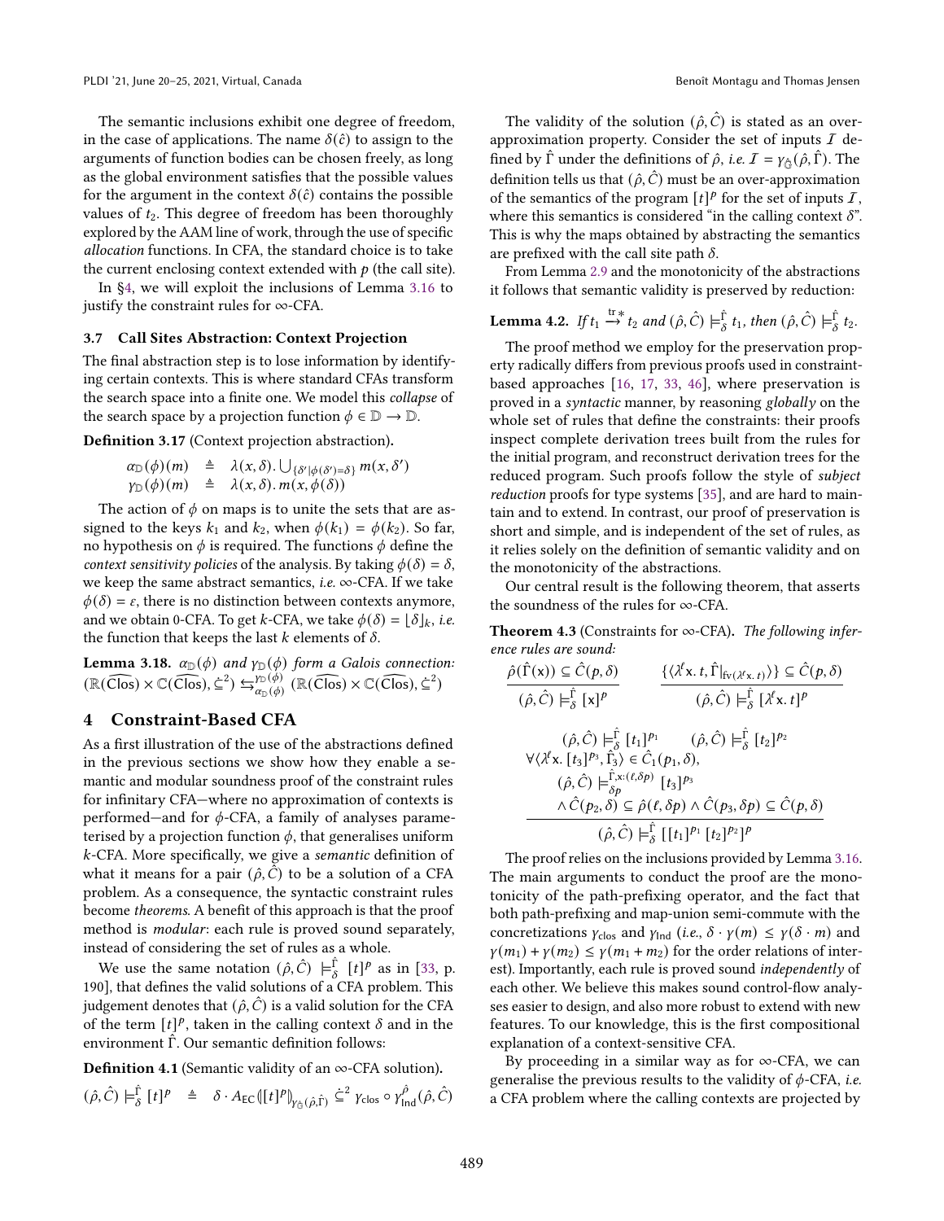The semantic inclusions exhibit one degree of freedom, in the case of applications. The name $\delta(\hat{c})$ to assign to the arguments of function bodies can be chosen freely, as long as the global environment satisfies that the possible values for the argument in the context $\delta(\hat{c})$ contains the possible values of $t_2$. This degree of freedom has been thoroughly explored by the AAM line of work, through the use of specific *allocation* functions. In CFA, the standard choice is to take the current enclosing context extended with $p$ (the call site).

In §4, we will exploit the inclusions of Lemma 3.16 to justify the constraint rules for ∞-CFA.

### 3.7 Call Sites Abstraction: Context Projection

The final abstraction step is to lose information by identifying certain contexts. This is where standard CFAs transform the search space into a finite one. We model this *collapse* of the search space by a projection function $\phi \in \mathbb{D} \to \mathbb{D}$.

**Definition 3.17** (Context projection abstraction).

$$\alpha_{\mathbb{D}}(\phi)(m) \triangleq \lambda(x,\delta). \bigcup_{\{\delta' \mid \phi(\delta')=\delta\}} m(x,\delta')$$
$$\gamma_{\mathbb{D}}(\phi)(m) \triangleq \lambda(x,\delta). m(x,\phi(\delta))$$

The action of $\phi$ on maps is to unite the sets that are assigned to the keys $k_1$ and $k_2$, when $\phi(k_1) = \phi(k_2)$. So far, no hypothesis on $\phi$ is required. The functions $\phi$ define the *context sensitivity policies* of the analysis. By taking $\phi(\delta) = \delta$, we keep the same abstract semantics, *i.e.* ∞-CFA. If we take $\phi(\delta) = \varepsilon$, there is no distinction between contexts anymore, and we obtain 0-CFA. To get $k$-CFA, we take $\phi(\delta) = \lfloor \delta \rfloor_k$, *i.e.* the function that keeps the last $k$ elements of $\delta$.

**Lemma 3.18.** *$\alpha_{\mathbb{D}}(\phi)$ and $\gamma_{\mathbb{D}}(\phi)$ form a Galois connection:* $(\mathbb{R}(\widehat{\text{Clos}}) \times \mathbb{C}(\widehat{\text{Clos}}), \dot{\subseteq}^2) \leftrightarrows^{\gamma_{\mathbb{D}}(\phi)}_{\alpha_{\mathbb{D}}(\phi)} (\mathbb{R}(\widehat{\text{Clos}}) \times \mathbb{C}(\widehat{\text{Clos}}), \dot{\subseteq}^2)$

## 4 Constraint-Based CFA

As a first illustration of the use of the abstractions defined in the previous sections we show how they enable a semantic and modular soundness proof of the constraint rules for infinitary CFA—where no approximation of contexts is performed—and for $\phi$-CFA, a family of analyses parameterised by a projection function $\phi$, that generalises uniform $k$-CFA. More specifically, we give a *semantic* definition of what it means for a pair $(\hat{\rho}, \hat{C})$ to be a solution of a CFA problem. As a consequence, the syntactic constraint rules become *theorems*. A benefit of this approach is that the proof method is *modular*: each rule is proved sound separately, instead of considering the set of rules as a whole.

We use the same notation $(\hat{\rho}, \hat{C}) \models^{\hat{\Gamma}}_{\delta} [t]^p$ as in [33, p. 190], that defines the valid solutions of a CFA problem. This judgement denotes that $(\hat{\rho}, \hat{C})$ is a valid solution for the CFA of the term $[t]^p$, taken in the calling context $\delta$ and in the environment $\hat{\Gamma}$. Our semantic definition follows:

**Definition 4.1** (Semantic validity of an ∞-CFA solution).

$$(\hat{\rho}, \hat{C}) \models^{\hat{\Gamma}}_{\delta} [t]^p \quad \triangleq \quad \delta \cdot A_{\text{EC}}(\!|[t]^p|\!)_{\gamma_{\hat{\mathbb{G}}}(\hat{\rho},\hat{\Gamma})} \dot{\subseteq}^2 \gamma_{\text{clos}} \circ \gamma^{\hat{\rho}}_{\text{Ind}}(\hat{\rho}, \hat{C})$$

The validity of the solution $(\hat{\rho}, \hat{C})$ is stated as an over-approximation property. Consider the set of inputs $\mathcal{I}$ defined by $\hat{\Gamma}$ under the definitions of $\hat{\rho}$, *i.e.* $\mathcal{I} = \gamma_{\hat{\mathbb{G}}}(\hat{\rho}, \hat{\Gamma})$. The definition tells us that $(\hat{\rho}, \hat{C})$ must be an over-approximation of the semantics of the program $[t]^p$ for the set of inputs $\mathcal{I}$, where this semantics is considered "in the calling context $\delta$". This is why the maps obtained by abstracting the semantics are prefixed with the call site path $\delta$.

From Lemma 2.9 and the monotonicity of the abstractions it follows that semantic validity is preserved by reduction:

**Lemma 4.2.** *If $t_1 \xrightarrow{\text{tr}}{}^{*} t_2$ and $(\hat{\rho}, \hat{C}) \models^{\hat{\Gamma}}_{\delta} t_1$, then $(\hat{\rho}, \hat{C}) \models^{\hat{\Gamma}}_{\delta} t_2$.*

The proof method we employ for the preservation property radically differs from previous proofs used in constraint-based approaches [16, 17, 33, 46], where preservation is proved in a *syntactic* manner, by reasoning *globally* on the whole set of rules that define the constraints: their proofs inspect complete derivation trees built from the rules for the initial program, and reconstruct derivation trees for the reduced program. Such proofs follow the style of *subject reduction* proofs for type systems [35], and are hard to maintain and to extend. In contrast, our proof of preservation is short and simple, and is independent of the set of rules, as it relies solely on the definition of semantic validity and on the monotonicity of the abstractions.

Our central result is the following theorem, that asserts the soundness of the rules for ∞-CFA.

**Theorem 4.3** (Constraints for ∞-CFA). *The following inference rules are sound:*

$$\frac{\hat{\rho}(\hat{\Gamma}(\mathsf{x})) \subseteq \hat{C}(p,\delta)}{(\hat{\rho}, \hat{C}) \models^{\hat{\Gamma}}_{\delta} [\mathsf{x}]^p} \qquad \frac{\{\langle \lambda^{\ell}\mathsf{x}.\, t, \hat{\Gamma}|_{\text{fv}(\lambda^{\ell}\mathsf{x}.\, t)}\rangle\} \subseteq \hat{C}(p,\delta)}{(\hat{\rho}, \hat{C}) \models^{\hat{\Gamma}}_{\delta} [\lambda^{\ell}\mathsf{x}.\, t]^p}$$

$$\frac{\begin{array}{c}(\hat{\rho}, \hat{C}) \models^{\hat{\Gamma}}_{\delta} [t_1]^{p_1} \qquad (\hat{\rho}, \hat{C}) \models^{\hat{\Gamma}}_{\delta} [t_2]^{p_2} \\ \forall \langle \lambda^{\ell}\mathsf{x}.\, [t_3]^{p_3}, \hat{\Gamma}_3\rangle \in \hat{C}_1(p_1,\delta), \\ (\hat{\rho}, \hat{C}) \models^{\hat{\Gamma}, \mathsf{x}:(\ell,\delta p)}_{\delta p} [t_3]^{p_3} \\ \wedge \hat{C}(p_2,\delta) \subseteq \hat{\rho}(\ell,\delta p) \wedge \hat{C}(p_3,\delta p) \subseteq \hat{C}(p,\delta)\end{array}}{(\hat{\rho}, \hat{C}) \models^{\hat{\Gamma}}_{\delta} [[t_1]^{p_1}\, [t_2]^{p_2}]^p}$$

The proof relies on the inclusions provided by Lemma 3.16. The main arguments to conduct the proof are the monotonicity of the path-prefixing operator, and the fact that both path-prefixing and map-union semi-commute with the concretizations $\gamma_{\text{clos}}$ and $\gamma_{\text{Ind}}$ (*i.e.*, $\delta \cdot \gamma(m) \leq \gamma(\delta \cdot m)$ and $\gamma(m_1) + \gamma(m_2) \leq \gamma(m_1 + m_2)$ for the order relations of interest). Importantly, each rule is proved sound *independently* of each other. We believe this makes sound control-flow analyses easier to design, and also more robust to extend with new features. To our knowledge, this is the first compositional explanation of a context-sensitive CFA.

By proceeding in a similar way as for ∞-CFA, we can generalise the previous results to the validity of $\phi$-CFA, *i.e.* a CFA problem where the calling contexts are projected by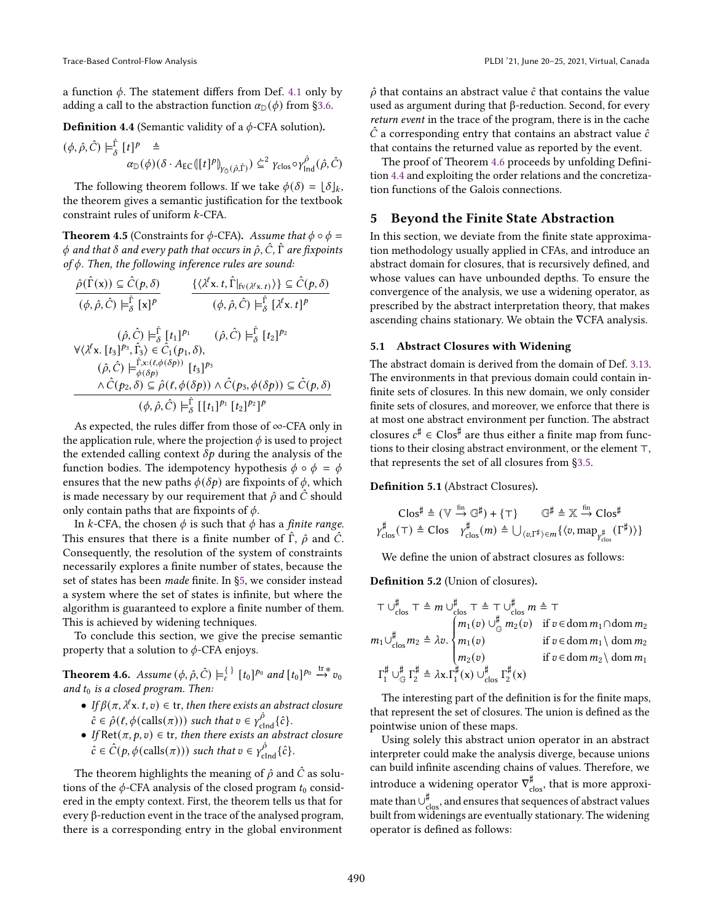a function $\phi$. The statement differs from Def. 4.1 only by adding a call to the abstraction function $\alpha_{\mathbb{D}}(\phi)$ from §3.6.

**Definition 4.4** (Semantic validity of a $\phi$-CFA solution).

$$(\phi, \hat{\rho}, \hat{C}) \models^{\hat{\Gamma}}_{\delta} [t]^p \triangleq \alpha_{\mathbb{D}}(\phi)(\delta \cdot A_{\text{EC}}(\![t]^p]\!)_{\gamma_{\hat{\mathbb{G}}}(\hat{\rho},\hat{\Gamma})}) \stackrel{.}{\subseteq}^2 \gamma_{\text{clos}} \circ \gamma^{\hat{\rho}}_{\text{Ind}}(\hat{\rho}, \hat{C})$$

The following theorem follows. If we take $\phi(\delta) = \lfloor \delta \rfloor_k$, the theorem gives a semantic justification for the textbook constraint rules of uniform $k$-CFA.

**Theorem 4.5** (Constraints for $\phi$-CFA). *Assume that $\phi \circ \phi = \phi$ and that $\delta$ and every path that occurs in $\hat{\rho}, \hat{C}, \hat{\Gamma}$ are fixpoints of $\phi$. Then, the following inference rules are sound:*

$$\frac{\hat{\rho}(\hat{\Gamma}(\mathsf{x})) \subseteq \hat{C}(p, \delta)}{(\phi, \hat{\rho}, \hat{C}) \models^{\hat{\Gamma}}_{\delta} [\mathsf{x}]^p} \qquad \frac{\{\langle \lambda^\ell \mathsf{x}.\, t, \hat{\Gamma}|_{\text{fv}(\lambda^\ell \mathsf{x}.\, t)} \rangle\} \subseteq \hat{C}(p, \delta)}{(\phi, \hat{\rho}, \hat{C}) \models^{\hat{\Gamma}}_{\delta} [\lambda^\ell \mathsf{x}.\, t]^p}$$

$$\frac{\begin{array}{c}(\hat{\rho}, \hat{C}) \models^{\hat{\Gamma}}_{\delta} [t_1]^{p_1} \qquad (\hat{\rho}, \hat{C}) \models^{\hat{\Gamma}}_{\delta} [t_2]^{p_2} \\ \forall \langle \lambda^\ell \mathsf{x}.\, [t_3]^{p_3}, \hat{\Gamma}_3 \rangle \in \hat{C}_1(p_1, \delta), \\ (\hat{\rho}, \hat{C}) \models^{\hat{\Gamma}, \mathsf{x}:(\ell, \phi(\delta p))}_{\phi(\delta p)} [t_3]^{p_3} \\ \wedge \hat{C}(p_2, \delta) \subseteq \hat{\rho}(\ell, \phi(\delta p)) \wedge \hat{C}(p_3, \phi(\delta p)) \subseteq \hat{C}(p, \delta)\end{array}}{(\phi, \hat{\rho}, \hat{C}) \models^{\hat{\Gamma}}_{\delta} [[t_1]^{p_1}\ [t_2]^{p_2}]^p}$$

As expected, the rules differ from those of $\infty$-CFA only in the application rule, where the projection $\phi$ is used to project the extended calling context $\delta p$ during the analysis of the function bodies. The idempotency hypothesis $\phi \circ \phi = \phi$ ensures that the new paths $\phi(\delta p)$ are fixpoints of $\phi$, which is made necessary by our requirement that $\hat{\rho}$ and $\hat{C}$ should only contain paths that are fixpoints of $\phi$.

In $k$-CFA, the chosen $\phi$ is such that $\phi$ has a *finite range*. This ensures that there is a finite number of $\hat{\Gamma}$, $\hat{\rho}$ and $\hat{C}$. Consequently, the resolution of the system of constraints necessarily explores a finite number of states, because the set of states has been *made* finite. In §5, we consider instead a system where the set of states is infinite, but where the algorithm is guaranteed to explore a finite number of them. This is achieved by widening techniques.

To conclude this section, we give the precise semantic property that a solution to $\phi$-CFA enjoys.

**Theorem 4.6.** *Assume $(\phi, \hat{\rho}, \hat{C}) \models^{\{\}}_{\varepsilon} [t_0]^{p_0}$ and $[t_0]^{p_0} \xrightarrow{\text{tr}}{}^{*} v_0$ and $t_0$ is a closed program. Then:*

- *If $\beta(\pi, \lambda^\ell \mathsf{x}.\, t, v) \in \text{tr}$, then there exists an abstract closure $\hat{c} \in \hat{\rho}(\ell, \phi(\text{calls}(\pi)))$ such that $v \in \gamma^{\hat{\rho}}_{\text{clInd}}\{\hat{c}\}$.*
- *If $\text{Ret}(\pi, p, v) \in \text{tr}$, then there exists an abstract closure $\hat{c} \in \hat{C}(p, \phi(\text{calls}(\pi)))$ such that $v \in \gamma^{\hat{\rho}}_{\text{clInd}}\{\hat{c}\}$.*

The theorem highlights the meaning of $\hat{\rho}$ and $\hat{C}$ as solutions of the $\phi$-CFA analysis of the closed program $t_0$ considered in the empty context. First, the theorem tells us that for every β-reduction event in the trace of the analysed program, there is a corresponding entry in the global environment $\hat{\rho}$ that contains an abstract value $\hat{c}$ that contains the value used as argument during that β-reduction. Second, for every *return event* in the trace of the program, there is in the cache $\hat{C}$ a corresponding entry that contains an abstract value $\hat{c}$ that contains the returned value as reported by the event.

The proof of Theorem 4.6 proceeds by unfolding Definition 4.4 and exploiting the order relations and the concretization functions of the Galois connections.

## 5 Beyond the Finite State Abstraction

In this section, we deviate from the finite state approximation methodology usually applied in CFAs, and introduce an abstract domain for closures, that is recursively defined, and whose values can have unbounded depths. To ensure the convergence of the analysis, we use a widening operator, as prescribed by the abstract interpretation theory, that makes ascending chains stationary. We obtain the ∇CFA analysis.

### 5.1 Abstract Closures with Widening

The abstract domain is derived from the domain of Def. 3.13. The environments in that previous domain could contain infinite sets of closures. In this new domain, we only consider finite sets of closures, and moreover, we enforce that there is at most one abstract environment per function. The abstract closures $c^\sharp \in \text{Clos}^\sharp$ are thus either a finite map from functions to their closing abstract environment, or the element $\top$, that represents the set of all closures from §3.5.

**Definition 5.1** (Abstract Closures).

$$\text{Clos}^\sharp \triangleq (\mathbb{V} \xrightarrow{\text{fin}} \mathbb{G}^\sharp) + \{\top\} \qquad \mathbb{G}^\sharp \triangleq \mathbb{X} \xrightarrow{\text{fin}} \text{Clos}^\sharp$$
$$\gamma^\sharp_{\text{clos}}(\top) \triangleq \text{Clos} \quad \gamma^\sharp_{\text{clos}}(m) \triangleq \bigcup_{\langle v, \Gamma^\sharp \rangle \in m} \{\langle v, \text{map}_{\gamma^\sharp_{\text{clos}}}(\Gamma^\sharp) \rangle\}$$

We define the union of abstract closures as follows:

**Definition 5.2** (Union of closures).

$$\top \cup^\sharp_{\text{clos}} \top \triangleq m \cup^\sharp_{\text{clos}} \top \triangleq \top \cup^\sharp_{\text{clos}} m \triangleq \top$$
$$m_1 \cup^\sharp_{\text{clos}} m_2 \triangleq \lambda v. \begin{cases} m_1(v) \cup^\sharp_{\mathbb{G}} m_2(v) & \text{if } v \in \text{dom}\, m_1 \cap \text{dom}\, m_2 \\ m_1(v) & \text{if } v \in \text{dom}\, m_1 \setminus \text{dom}\, m_2 \\ m_2(v) & \text{if } v \in \text{dom}\, m_2 \setminus \text{dom}\, m_1 \end{cases}$$
$$\Gamma^\sharp_1 \cup^\sharp_{\mathbb{G}} \Gamma^\sharp_2 \triangleq \lambda \mathsf{x}. \Gamma^\sharp_1(\mathsf{x}) \cup^\sharp_{\text{clos}} \Gamma^\sharp_2(\mathsf{x})$$

The interesting part of the definition is for the finite maps, that represent the set of closures. The union is defined as the pointwise union of these maps.

Using solely this abstract union operator in an abstract interpreter could make the analysis diverge, because unions can build infinite ascending chains of values. Therefore, we introduce a widening operator $\nabla^\sharp_{\text{clos}}$, that is more approximate than $\cup^\sharp_{\text{clos}}$, and ensures that sequences of abstract values built from widenings are eventually stationary. The widening operator is defined as follows: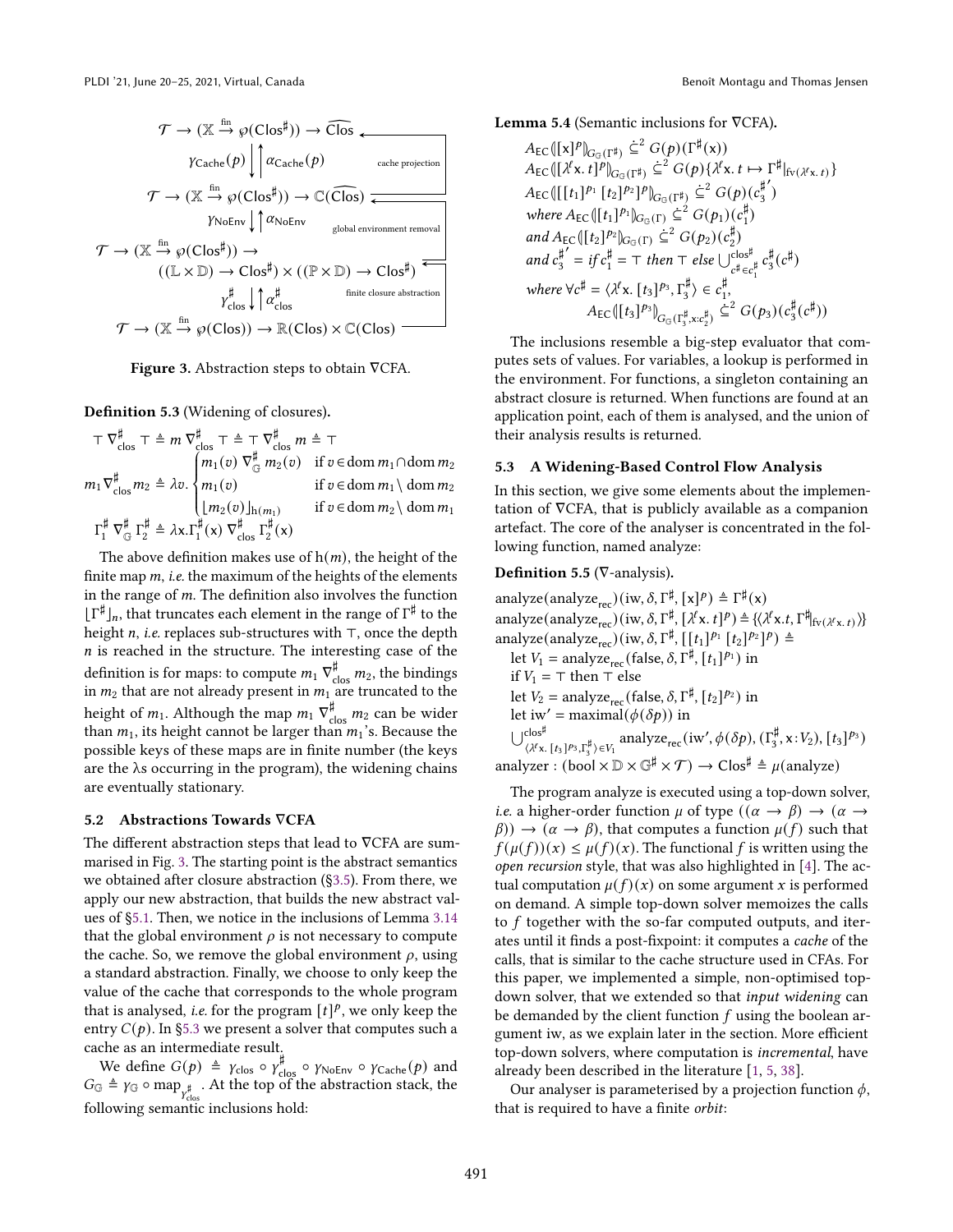$$
\begin{array}{c}
\mathcal{T} \to (\mathbb{X} \xrightarrow{\text{fin}} \wp(\mathsf{Clos}^\sharp)) \to \widehat{\mathsf{Clos}} \\
\gamma_{\mathsf{Cache}}(p) \downarrow \uparrow \alpha_{\mathsf{Cache}}(p) \qquad \text{cache projection} \\
\mathcal{T} \to (\mathbb{X} \xrightarrow{\text{fin}} \wp(\mathsf{Clos}^\sharp)) \to \mathbb{C}(\widehat{\mathsf{Clos}}) \\
\gamma_{\mathsf{NoEnv}} \downarrow \uparrow \alpha_{\mathsf{NoEnv}} \qquad \text{global environment removal} \\
\mathcal{T} \to (\mathbb{X} \xrightarrow{\text{fin}} \wp(\mathsf{Clos}^\sharp)) \to \\
((\mathbb{L} \times \mathbb{D}) \to \mathsf{Clos}^\sharp) \times ((\mathbb{P} \times \mathbb{D}) \to \mathsf{Clos}^\sharp) \\
\gamma^\sharp_{\mathsf{clos}} \downarrow \uparrow \alpha^\sharp_{\mathsf{clos}} \qquad \text{finite closure abstraction} \\
\mathcal{T} \to (\mathbb{X} \xrightarrow{\text{fin}} \wp(\mathsf{Clos})) \to \mathbb{R}(\mathsf{Clos}) \times \mathbb{C}(\mathsf{Clos})
\end{array}
$$

**Figure 3.** Abstraction steps to obtain ∇CFA.

**Definition 5.3** (Widening of closures).

$$
\top \nabla^\sharp_{\mathsf{clos}} \top \triangleq m \nabla^\sharp_{\mathsf{clos}} \top \triangleq \top \nabla^\sharp_{\mathsf{clos}} m \triangleq \top
$$

$$
m_1 \nabla^\sharp_{\mathsf{clos}} m_2 \triangleq \lambda v. \begin{cases} m_1(v) \nabla^\sharp_{\mathbb{G}} m_2(v) & \text{if } v \in \operatorname{dom} m_1 \cap \operatorname{dom} m_2 \\ m_1(v) & \text{if } v \in \operatorname{dom} m_1 \setminus \operatorname{dom} m_2 \\ \lfloor m_2(v) \rfloor_{\mathrm{h}(m_1)} & \text{if } v \in \operatorname{dom} m_2 \setminus \operatorname{dom} m_1 \end{cases}
$$

$$
\Gamma^\sharp_1 \nabla^\sharp_{\mathbb{G}} \Gamma^\sharp_2 \triangleq \lambda \mathsf{x}. \Gamma^\sharp_1(\mathsf{x}) \nabla^\sharp_{\mathsf{clos}} \Gamma^\sharp_2(\mathsf{x})
$$

The above definition makes use of $\mathrm{h}(m)$, the height of the finite map $m$, *i.e.* the maximum of the heights of the elements in the range of $m$. The definition also involves the function $\lfloor \Gamma^\sharp \rfloor_n$, that truncates each element in the range of $\Gamma^\sharp$ to the height $n$, *i.e.* replaces sub-structures with $\top$, once the depth $n$ is reached in the structure. The interesting case of the definition is for maps: to compute $m_1 \nabla^\sharp_{\mathsf{clos}} m_2$, the bindings in $m_2$ that are not already present in $m_1$ are truncated to the height of $m_1$. Although the map $m_1 \nabla^\sharp_{\mathsf{clos}} m_2$ can be wider than $m_1$, its height cannot be larger than $m_1$'s. Because the possible keys of these maps are in finite number (the keys are the λs occurring in the program), the widening chains are eventually stationary.

### 5.2 Abstractions Towards ∇CFA

The different abstraction steps that lead to ∇CFA are summarised in Fig. 3. The starting point is the abstract semantics we obtained after closure abstraction (§3.5). From there, we apply our new abstraction, that builds the new abstract values of §5.1. Then, we notice in the inclusions of Lemma 3.14 that the global environment $\rho$ is not necessary to compute the cache. So, we remove the global environment $\rho$, using a standard abstraction. Finally, we choose to only keep the value of the cache that corresponds to the whole program that is analysed, *i.e.* for the program $[t]^p$, we only keep the entry $C(p)$. In §5.3 we present a solver that computes such a cache as an intermediate result.

We define $G(p) \triangleq \gamma_{\mathsf{clos}} \circ \gamma^\sharp_{\mathsf{clos}} \circ \gamma_{\mathsf{NoEnv}} \circ \gamma_{\mathsf{Cache}}(p)$ and $G_{\mathbb{G}} \triangleq \gamma_{\mathbb{G}} \circ \mathrm{map}_{\gamma^\sharp_{\mathsf{clos}}}$. At the top of the abstraction stack, the following semantic inclusions hold:

**Lemma 5.4** (Semantic inclusions for ∇CFA).

$$
\begin{array}{l}
A_{\mathsf{EC}}(\!|[\mathsf{x}]^p|\!)_{G_{\mathbb{G}}(\Gamma^\sharp)} \mathrel{\dot{\subseteq}^2} G(p)(\Gamma^\sharp(\mathsf{x})) \\
A_{\mathsf{EC}}(\!|[\lambda^\ell \mathsf{x}.\, t]^p|\!)_{G_{\mathbb{G}}(\Gamma^\sharp)} \mathrel{\dot{\subseteq}^2} G(p)\{\lambda^\ell \mathsf{x}.\, t \mapsto \Gamma^\sharp|_{\mathrm{fv}(\lambda^\ell \mathsf{x}.\, t)}\} \\
A_{\mathsf{EC}}(\!|[[t_1]^{p_1}\ [t_2]^{p_2}]^p|\!)_{G_{\mathbb{G}}(\Gamma^\sharp)} \mathrel{\dot{\subseteq}^2} G(p)(c_3^{\sharp\prime}) \\
\textit{where } A_{\mathsf{EC}}(\!|[t_1]^{p_1}|\!)_{G_{\mathbb{G}}(\Gamma)} \mathrel{\dot{\subseteq}^2} G(p_1)(c_1^\sharp) \\
\textit{and } A_{\mathsf{EC}}(\!|[t_2]^{p_2}|\!)_{G_{\mathbb{G}}(\Gamma)} \mathrel{\dot{\subseteq}^2} G(p_2)(c_2^\sharp) \\
\textit{and } c_3^{\sharp\prime} = \textit{if } c_1^\sharp = \top \textit{ then } \top \textit{ else } \bigcup^{\mathsf{clos}^\sharp}_{c^\sharp \in c_1^\sharp} c_3^\sharp(c^\sharp) \\
\textit{where } \forall c^\sharp = \langle \lambda^\ell \mathsf{x}.\, [t_3]^{p_3}, \Gamma_3^\sharp \rangle \in c_1^\sharp, \\
\qquad A_{\mathsf{EC}}(\!|[t_3]^{p_3}|\!)_{G_{\mathbb{G}}(\Gamma_3^\sharp, \mathsf{x}:c_2^\sharp)} \mathrel{\dot{\subseteq}^2} G(p_3)(c_3^\sharp(c^\sharp))
\end{array}
$$

The inclusions resemble a big-step evaluator that computes sets of values. For variables, a lookup is performed in the environment. For functions, a singleton containing an abstract closure is returned. When functions are found at an application point, each of them is analysed, and the union of their analysis results is returned.

### 5.3 A Widening-Based Control Flow Analysis

In this section, we give some elements about the implementation of ∇CFA, that is publicly available as a companion artefact. The core of the analyser is concentrated in the following function, named analyze:

**Definition 5.5** (∇-analysis).

$$
\begin{array}{l}
\mathrm{analyze}(\mathrm{analyze_{rec}})(\mathrm{iw}, \delta, \Gamma^\sharp, [\mathsf{x}]^p) \triangleq \Gamma^\sharp(\mathsf{x}) \\
\mathrm{analyze}(\mathrm{analyze_{rec}})(\mathrm{iw}, \delta, \Gamma^\sharp, [\lambda^\ell \mathsf{x}.\, t]^p) \triangleq \{\langle \lambda^\ell \mathsf{x}.t, \Gamma^\sharp|_{\mathrm{fv}(\lambda^\ell \mathsf{x}.\, t)} \rangle\} \\
\mathrm{analyze}(\mathrm{analyze_{rec}})(\mathrm{iw}, \delta, \Gamma^\sharp, [[t_1]^{p_1}\ [t_2]^{p_2}]^p) \triangleq \\
\quad \text{let } V_1 = \mathrm{analyze_{rec}}(\mathrm{false}, \delta, \Gamma^\sharp, [t_1]^{p_1}) \text{ in} \\
\quad \text{if } V_1 = \top \text{ then } \top \text{ else} \\
\quad \text{let } V_2 = \mathrm{analyze_{rec}}(\mathrm{false}, \delta, \Gamma^\sharp, [t_2]^{p_2}) \text{ in} \\
\quad \text{let } \mathrm{iw}' = \mathrm{maximal}(\phi(\delta p)) \text{ in} \\
\quad \bigcup^{\mathsf{clos}^\sharp}_{\langle \lambda^\ell \mathsf{x}.\, [t_3]^{p_3}, \Gamma_3^\sharp \rangle \in V_1} \mathrm{analyze_{rec}}(\mathrm{iw}', \phi(\delta p), (\Gamma_3^\sharp, \mathsf{x}: V_2), [t_3]^{p_3}) \\
\mathrm{analyzer} : (\mathrm{bool} \times \mathbb{D} \times \mathbb{G}^\sharp \times \mathcal{T}) \to \mathsf{Clos}^\sharp \triangleq \mu(\mathrm{analyze})
\end{array}
$$

The program analyze is executed using a top-down solver, *i.e.* a higher-order function $\mu$ of type $((\alpha \to \beta) \to (\alpha \to \beta)) \to (\alpha \to \beta)$, that computes a function $\mu(f)$ such that $f(\mu(f))(x) \leq \mu(f)(x)$. The functional $f$ is written using the *open recursion* style, that was also highlighted in [4]. The actual computation $\mu(f)(x)$ on some argument $x$ is performed on demand. A simple top-down solver memoizes the calls to $f$ together with the so-far computed outputs, and iterates until it finds a post-fixpoint: it computes a *cache* of the calls, that is similar to the cache structure used in CFAs. For this paper, we implemented a simple, non-optimised top-down solver, that we extended so that *input widening* can be demanded by the client function $f$ using the boolean argument iw, as we explain later in the section. More efficient top-down solvers, where computation is *incremental*, have already been described in the literature [1, 5, 38].

Our analyser is parameterised by a projection function $\phi$, that is required to have a finite *orbit*: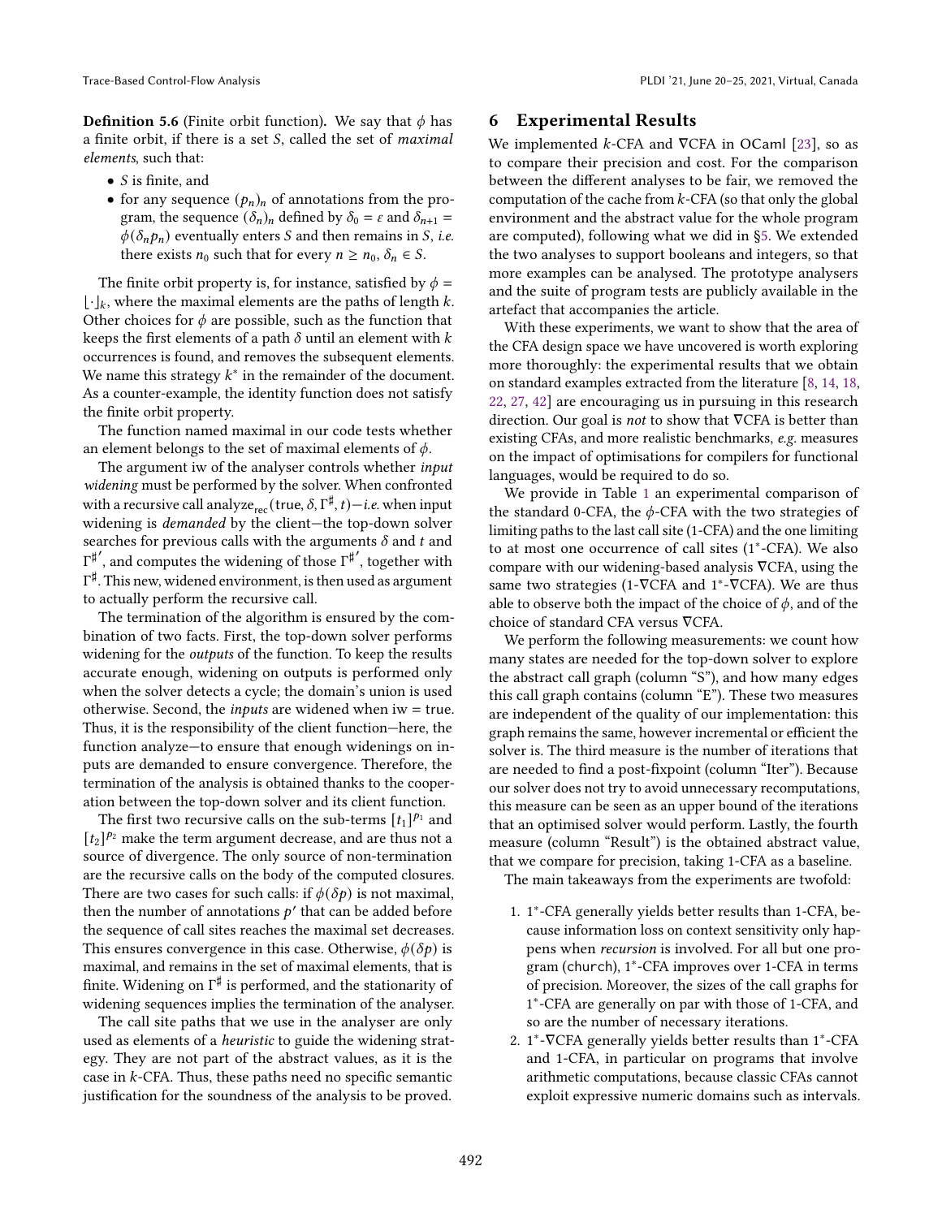**Definition 5.6** (Finite orbit function)**.** We say that $\phi$ has a finite orbit, if there is a set $S$, called the set of *maximal elements*, such that:

- $S$ is finite, and
- for any sequence $(p_n)_n$ of annotations from the program, the sequence $(\delta_n)_n$ defined by $\delta_0 = \varepsilon$ and $\delta_{n+1} = \phi(\delta_n p_n)$ eventually enters $S$ and then remains in $S$, *i.e.* there exists $n_0$ such that for every $n \geq n_0$, $\delta_n \in S$.

The finite orbit property is, for instance, satisfied by $\phi = \lfloor \cdot \rfloor_k$, where the maximal elements are the paths of length $k$. Other choices for $\phi$ are possible, such as the function that keeps the first elements of a path $\delta$ until an element with $k$ occurrences is found, and removes the subsequent elements. We name this strategy $k^*$ in the remainder of the document. As a counter-example, the identity function does not satisfy the finite orbit property.

The function named maximal in our code tests whether an element belongs to the set of maximal elements of $\phi$.

The argument iw of the analyser controls whether *input widening* must be performed by the solver. When confronted with a recursive call $\text{analyze}_{\text{rec}}(\text{true}, \delta, \Gamma^\sharp, t)$—*i.e.* when input widening is *demanded* by the client—the top-down solver searches for previous calls with the arguments $\delta$ and $t$ and $\Gamma^{\sharp\prime}$, and computes the widening of those $\Gamma^{\sharp\prime}$, together with $\Gamma^\sharp$. This new, widened environment, is then used as argument to actually perform the recursive call.

The termination of the algorithm is ensured by the combination of two facts. First, the top-down solver performs widening for the *outputs* of the function. To keep the results accurate enough, widening on outputs is performed only when the solver detects a cycle; the domain's union is used otherwise. Second, the *inputs* are widened when iw = true. Thus, it is the responsibility of the client function—here, the function analyze—to ensure that enough widenings on inputs are demanded to ensure convergence. Therefore, the termination of the analysis is obtained thanks to the cooperation between the top-down solver and its client function.

The first two recursive calls on the sub-terms $[t_1]^{p_1}$ and $[t_2]^{p_2}$ make the term argument decrease, and are thus not a source of divergence. The only source of non-termination are the recursive calls on the body of the computed closures. There are two cases for such calls: if $\phi(\delta p)$ is not maximal, then the number of annotations $p'$ that can be added before the sequence of call sites reaches the maximal set decreases. This ensures convergence in this case. Otherwise, $\phi(\delta p)$ is maximal, and remains in the set of maximal elements, that is finite. Widening on $\Gamma^\sharp$ is performed, and the stationarity of widening sequences implies the termination of the analyser.

The call site paths that we use in the analyser are only used as elements of a *heuristic* to guide the widening strategy. They are not part of the abstract values, as it is the case in $k$-CFA. Thus, these paths need no specific semantic justification for the soundness of the analysis to be proved.

# 6 Experimental Results

We implemented $k$-CFA and $\nabla$CFA in OCaml [23], so as to compare their precision and cost. For the comparison between the different analyses to be fair, we removed the computation of the cache from $k$-CFA (so that only the global environment and the abstract value for the whole program are computed), following what we did in §5. We extended the two analyses to support booleans and integers, so that more examples can be analysed. The prototype analysers and the suite of program tests are publicly available in the artefact that accompanies the article.

With these experiments, we want to show that the area of the CFA design space we have uncovered is worth exploring more thoroughly: the experimental results that we obtain on standard examples extracted from the literature [8, 14, 18, 22, 27, 42] are encouraging us in pursuing in this research direction. Our goal is *not* to show that $\nabla$CFA is better than existing CFAs, and more realistic benchmarks, *e.g.* measures on the impact of optimisations for compilers for functional languages, would be required to do so.

We provide in Table 1 an experimental comparison of the standard 0-CFA, the $\phi$-CFA with the two strategies of limiting paths to the last call site (1-CFA) and the one limiting to at most one occurrence of call sites ($1^*$-CFA). We also compare with our widening-based analysis $\nabla$CFA, using the same two strategies (1-$\nabla$CFA and $1^*$-$\nabla$CFA). We are thus able to observe both the impact of the choice of $\phi$, and of the choice of standard CFA versus $\nabla$CFA.

We perform the following measurements: we count how many states are needed for the top-down solver to explore the abstract call graph (column "S"), and how many edges this call graph contains (column "E"). These two measures are independent of the quality of our implementation: this graph remains the same, however incremental or efficient the solver is. The third measure is the number of iterations that are needed to find a post-fixpoint (column "Iter"). Because our solver does not try to avoid unnecessary recomputations, this measure can be seen as an upper bound of the iterations that an optimised solver would perform. Lastly, the fourth measure (column "Result") is the obtained abstract value, that we compare for precision, taking 1-CFA as a baseline.

The main takeaways from the experiments are twofold:

1. $1^*$-CFA generally yields better results than 1-CFA, because information loss on context sensitivity only happens when *recursion* is involved. For all but one program (church), $1^*$-CFA improves over 1-CFA in terms of precision. Moreover, the sizes of the call graphs for $1^*$-CFA are generally on par with those of 1-CFA, and so are the number of necessary iterations.
2. $1^*$-$\nabla$CFA generally yields better results than $1^*$-CFA and 1-CFA, in particular on programs that involve arithmetic computations, because classic CFAs cannot exploit expressive numeric domains such as intervals.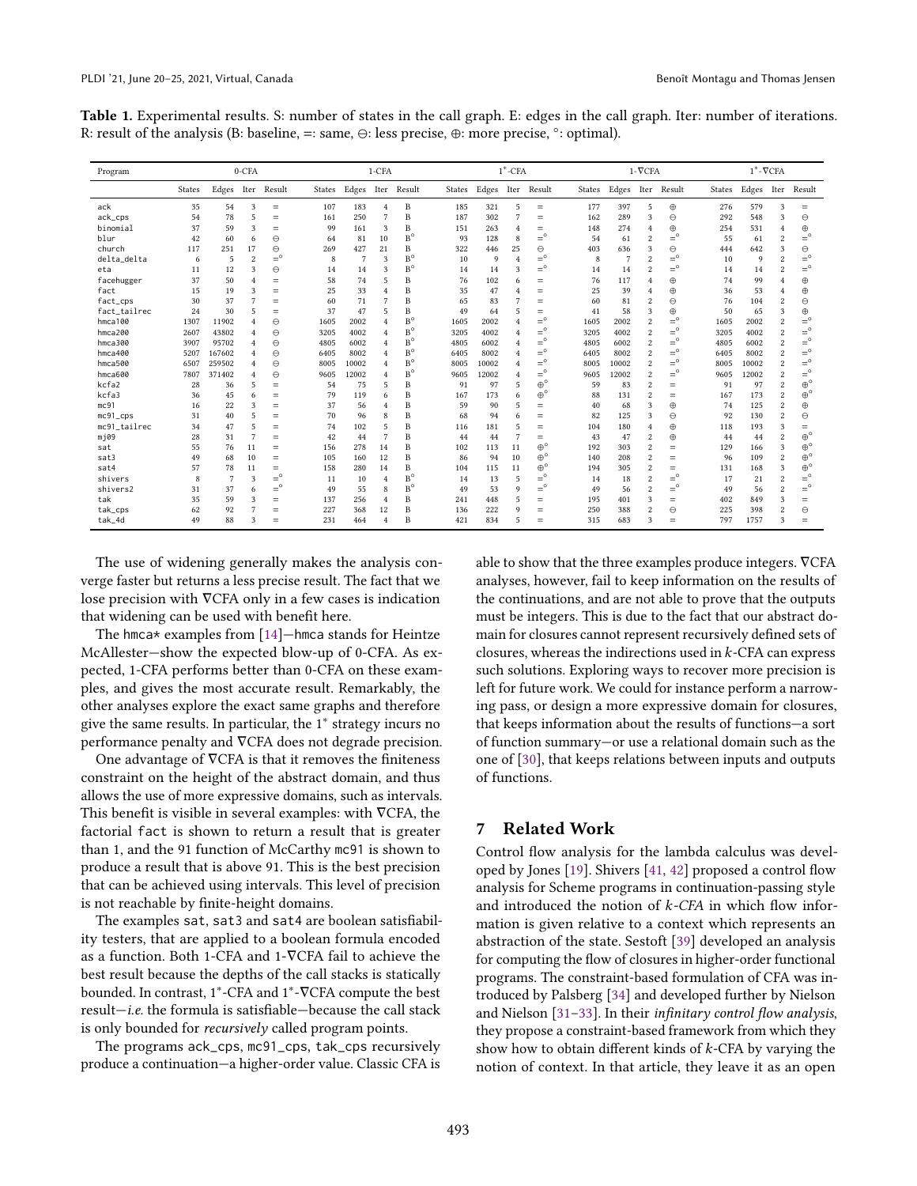**Table 1.** Experimental results. S: number of states in the call graph. E: edges in the call graph. Iter: number of iterations. R: result of the analysis (B: baseline, =: same, ⊖: less precise, ⊕: more precise, °: optimal).

| Program | 0-CFA | | | | 1-CFA | | | | $1^*$-CFA | | | | 1-∇CFA | | | | $1^*$-∇CFA | | | |
|---|---|---|---|---|---|---|---|---|---|---|---|---|---|---|---|---|---|---|---|---|
| | States | Edges | Iter | Result | States | Edges | Iter | Result | States | Edges | Iter | Result | States | Edges | Iter | Result | States | Edges | Iter | Result |
| ack | 35 | 54 | 3 | = | 107 | 183 | 4 | B | 185 | 321 | 5 | = | 177 | 397 | 5 | ⊕ | 276 | 579 | 3 | = |
| ack_cps | 54 | 78 | 5 | = | 161 | 250 | 7 | B | 187 | 302 | 7 | = | 162 | 289 | 3 | ⊖ | 292 | 548 | 3 | ⊖ |
| binomial | 37 | 59 | 3 | = | 99 | 161 | 3 | B | 151 | 263 | 4 | = | 148 | 274 | 4 | ⊕ | 254 | 531 | 4 | ⊕ |
| blur | 42 | 60 | 6 | ⊖ | 64 | 81 | 10 | B° | 93 | 128 | 8 | =° | 54 | 61 | 2 | =° | 55 | 61 | 2 | =° |
| church | 117 | 251 | 17 | ⊖ | 269 | 427 | 21 | B | 322 | 446 | 25 | ⊖ | 403 | 636 | 3 | ⊖ | 444 | 642 | 3 | ⊖ |
| delta_delta | 6 | 5 | 2 | =° | 8 | 7 | 3 | B° | 10 | 9 | 4 | =° | 8 | 7 | 2 | =° | 10 | 9 | 2 | =° |
| eta | 11 | 12 | 3 | ⊖ | 14 | 14 | 3 | B° | 14 | 14 | 3 | =° | 14 | 14 | 2 | =° | 14 | 14 | 2 | =° |
| facehugger | 37 | 50 | 4 | = | 58 | 74 | 5 | B | 76 | 102 | 6 | = | 76 | 117 | 4 | ⊕ | 74 | 99 | 4 | ⊕ |
| fact | 15 | 19 | 3 | = | 25 | 33 | 4 | B | 35 | 47 | 4 | = | 25 | 39 | 4 | ⊕ | 36 | 53 | 4 | ⊕ |
| fact_cps | 30 | 37 | 7 | = | 60 | 71 | 7 | B | 65 | 83 | 7 | = | 60 | 81 | 2 | ⊖ | 76 | 104 | 2 | ⊖ |
| fact_tailrec | 24 | 30 | 5 | = | 37 | 47 | 5 | B | 49 | 64 | 5 | = | 41 | 58 | 3 | ⊕ | 50 | 65 | 3 | ⊕ |
| hmca100 | 1307 | 11902 | 4 | ⊖ | 1605 | 2002 | 4 | B° | 1605 | 2002 | 4 | =° | 1605 | 2002 | 2 | =° | 1605 | 2002 | 2 | =° |
| hmca200 | 2607 | 43802 | 4 | ⊖ | 3205 | 4002 | 4 | B° | 3205 | 4002 | 4 | =° | 3205 | 4002 | 2 | =° | 3205 | 4002 | 2 | =° |
| hmca300 | 3907 | 95702 | 4 | ⊖ | 4805 | 6002 | 4 | B° | 4805 | 6002 | 4 | =° | 4805 | 6002 | 2 | =° | 4805 | 6002 | 2 | =° |
| hmca400 | 5207 | 167602 | 4 | ⊖ | 6405 | 8002 | 4 | B° | 6405 | 8002 | 4 | =° | 6405 | 8002 | 2 | =° | 6405 | 8002 | 2 | =° |
| hmca500 | 6507 | 259502 | 4 | ⊖ | 8005 | 10002 | 4 | B° | 8005 | 10002 | 4 | =° | 8005 | 10002 | 2 | =° | 8005 | 10002 | 2 | =° |
| hmca600 | 7807 | 371402 | 4 | ⊖ | 9605 | 12002 | 4 | B° | 9605 | 12002 | 4 | =° | 9605 | 12002 | 2 | =° | 9605 | 12002 | 2 | =° |
| kcfa2 | 28 | 36 | 5 | = | 54 | 75 | 5 | B | 91 | 97 | 5 | ⊕° | 59 | 83 | 2 | = | 91 | 97 | 2 | ⊕° |
| kcfa3 | 36 | 45 | 6 | = | 79 | 119 | 6 | B | 167 | 173 | 6 | ⊕° | 88 | 131 | 2 | = | 167 | 173 | 2 | ⊕° |
| mc91 | 16 | 22 | 3 | = | 37 | 56 | 4 | B | 59 | 90 | 5 | = | 40 | 68 | 3 | ⊕ | 74 | 125 | 2 | ⊕ |
| mc91_cps | 31 | 40 | 5 | = | 70 | 96 | 8 | B | 68 | 94 | 6 | = | 82 | 125 | 3 | ⊖ | 92 | 130 | 2 | ⊖ |
| mc91_tailrec | 34 | 47 | 5 | = | 74 | 102 | 5 | B | 116 | 181 | 5 | = | 104 | 180 | 4 | ⊕ | 118 | 193 | 3 | = |
| mj09 | 28 | 31 | 7 | = | 42 | 44 | 7 | B | 44 | 44 | 7 | = | 43 | 47 | 2 | ⊕ | 44 | 44 | 2 | ⊕° |
| sat | 55 | 76 | 11 | = | 156 | 278 | 14 | B | 102 | 113 | 11 | ⊕° | 192 | 303 | 2 | = | 129 | 166 | 3 | ⊕° |
| sat3 | 49 | 68 | 10 | = | 105 | 160 | 12 | B | 86 | 94 | 10 | ⊕° | 140 | 208 | 2 | = | 96 | 109 | 2 | ⊕° |
| sat4 | 57 | 78 | 11 | = | 158 | 280 | 14 | B | 104 | 115 | 11 | ⊕° | 194 | 305 | 2 | = | 131 | 168 | 3 | ⊕° |
| shivers | 8 | 7 | 3 | =° | 11 | 10 | 4 | B° | 14 | 13 | 5 | =° | 14 | 18 | 2 | =° | 17 | 21 | 2 | =° |
| shivers2 | 31 | 37 | 6 | =° | 49 | 55 | 8 | B° | 49 | 53 | 9 | =° | 49 | 56 | 2 | =° | 49 | 56 | 2 | =° |
| tak | 35 | 59 | 3 | = | 137 | 256 | 4 | B | 241 | 448 | 5 | = | 195 | 401 | 3 | = | 402 | 849 | 3 | = |
| tak_cps | 62 | 92 | 7 | = | 227 | 368 | 12 | B | 136 | 222 | 9 | = | 250 | 388 | 2 | ⊖ | 225 | 398 | 2 | ⊖ |
| tak_4d | 49 | 88 | 3 | = | 231 | 464 | 4 | B | 421 | 834 | 5 | = | 315 | 683 | 3 | = | 797 | 1757 | 3 | = |

The use of widening generally makes the analysis converge faster but returns a less precise result. The fact that we lose precision with ∇CFA only in a few cases is indication that widening can be used with benefit here.

The hmca* examples from [14]—hmca stands for Heintze McAllester—show the expected blow-up of 0-CFA. As expected, 1-CFA performs better than 0-CFA on these examples, and gives the most accurate result. Remarkably, the other analyses explore the exact same graphs and therefore give the same results. In particular, the $1^*$ strategy incurs no performance penalty and ∇CFA does not degrade precision.

One advantage of ∇CFA is that it removes the finiteness constraint on the height of the abstract domain, and thus allows the use of more expressive domains, such as intervals. This benefit is visible in several examples: with ∇CFA, the factorial fact is shown to return a result that is greater than 1, and the 91 function of McCarthy mc91 is shown to produce a result that is above 91. This is the best precision that can be achieved using intervals. This level of precision is not reachable by finite-height domains.

The examples sat, sat3 and sat4 are boolean satisfiability testers, that are applied to a boolean formula encoded as a function. Both 1-CFA and 1-∇CFA fail to achieve the best result because the depths of the call stacks is statically bounded. In contrast, $1^*$-CFA and $1^*$-∇CFA compute the best result—*i.e.* the formula is satisfiable—because the call stack is only bounded for *recursively* called program points.

The programs ack_cps, mc91_cps, tak_cps recursively produce a continuation—a higher-order value. Classic CFA is able to show that the three examples produce integers. ∇CFA analyses, however, fail to keep information on the results of the continuations, and are not able to prove that the outputs must be integers. This is due to the fact that our abstract domain for closures cannot represent recursively defined sets of closures, whereas the indirections used in $k$-CFA can express such solutions. Exploring ways to recover more precision is left for future work. We could for instance perform a narrowing pass, or design a more expressive domain for closures, that keeps information about the results of functions—a sort of function summary—or use a relational domain such as the one of [30], that keeps relations between inputs and outputs of functions.

## 7 Related Work

Control flow analysis for the lambda calculus was developed by Jones [19]. Shivers [41, 42] proposed a control flow analysis for Scheme programs in continuation-passing style and introduced the notion of $k$-CFA in which flow information is given relative to a context which represents an abstraction of the state. Sestoft [39] developed an analysis for computing the flow of closures in higher-order functional programs. The constraint-based formulation of CFA was introduced by Palsberg [34] and developed further by Nielson and Nielson [31–33]. In their *infinitary control flow analysis*, they propose a constraint-based framework from which they show how to obtain different kinds of $k$-CFA by varying the notion of context. In that article, they leave it as an open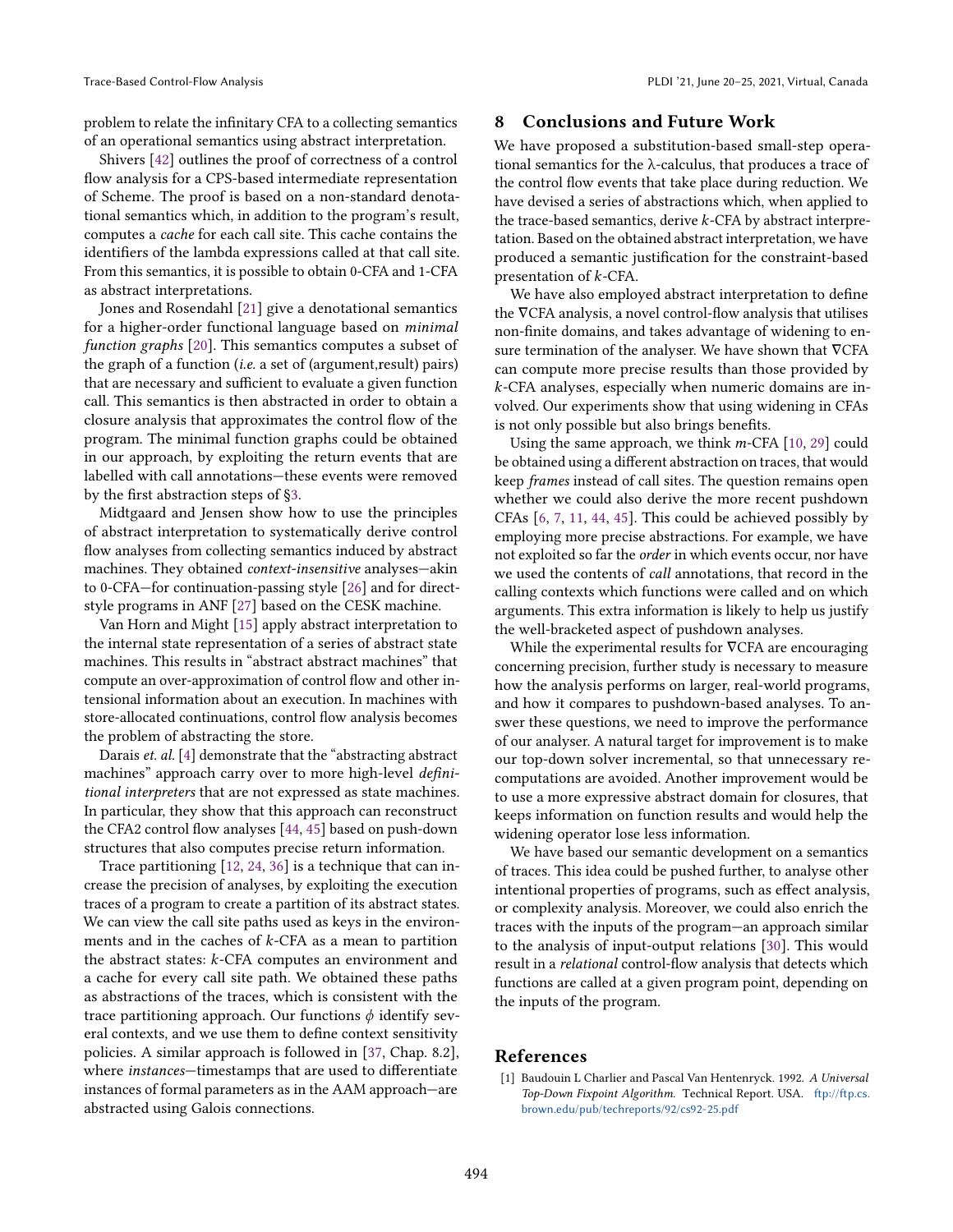problem to relate the infinitary CFA to a collecting semantics of an operational semantics using abstract interpretation.

Shivers [42] outlines the proof of correctness of a control flow analysis for a CPS-based intermediate representation of Scheme. The proof is based on a non-standard denotational semantics which, in addition to the program's result, computes a *cache* for each call site. This cache contains the identifiers of the lambda expressions called at that call site. From this semantics, it is possible to obtain 0-CFA and 1-CFA as abstract interpretations.

Jones and Rosendahl [21] give a denotational semantics for a higher-order functional language based on *minimal function graphs* [20]. This semantics computes a subset of the graph of a function (*i.e.* a set of (argument,result) pairs) that are necessary and sufficient to evaluate a given function call. This semantics is then abstracted in order to obtain a closure analysis that approximates the control flow of the program. The minimal function graphs could be obtained in our approach, by exploiting the return events that are labelled with call annotations—these events were removed by the first abstraction steps of §3.

Midtgaard and Jensen show how to use the principles of abstract interpretation to systematically derive control flow analyses from collecting semantics induced by abstract machines. They obtained *context-insensitive* analyses—akin to 0-CFA—for continuation-passing style [26] and for direct-style programs in ANF [27] based on the CESK machine.

Van Horn and Might [15] apply abstract interpretation to the internal state representation of a series of abstract state machines. This results in "abstract abstract machines" that compute an over-approximation of control flow and other intensional information about an execution. In machines with store-allocated continuations, control flow analysis becomes the problem of abstracting the store.

Darais *et. al.* [4] demonstrate that the "abstracting abstract machines" approach carry over to more high-level *definitional interpreters* that are not expressed as state machines. In particular, they show that this approach can reconstruct the CFA2 control flow analyses [44, 45] based on push-down structures that also computes precise return information.

Trace partitioning [12, 24, 36] is a technique that can increase the precision of analyses, by exploiting the execution traces of a program to create a partition of its abstract states. We can view the call site paths used as keys in the environments and in the caches of $k$-CFA as a mean to partition the abstract states: $k$-CFA computes an environment and a cache for every call site path. We obtained these paths as abstractions of the traces, which is consistent with the trace partitioning approach. Our functions $\phi$ identify several contexts, and we use them to define context sensitivity policies. A similar approach is followed in [37, Chap. 8.2], where *instances*—timestamps that are used to differentiate instances of formal parameters as in the AAM approach—are abstracted using Galois connections.

## 8 Conclusions and Future Work

We have proposed a substitution-based small-step operational semantics for the λ-calculus, that produces a trace of the control flow events that take place during reduction. We have devised a series of abstractions which, when applied to the trace-based semantics, derive $k$-CFA by abstract interpretation. Based on the obtained abstract interpretation, we have produced a semantic justification for the constraint-based presentation of $k$-CFA.

We have also employed abstract interpretation to define the ∇CFA analysis, a novel control-flow analysis that utilises non-finite domains, and takes advantage of widening to ensure termination of the analyser. We have shown that ∇CFA can compute more precise results than those provided by $k$-CFA analyses, especially when numeric domains are involved. Our experiments show that using widening in CFAs is not only possible but also brings benefits.

Using the same approach, we think $m$-CFA [10, 29] could be obtained using a different abstraction on traces, that would keep *frames* instead of call sites. The question remains open whether we could also derive the more recent pushdown CFAs [6, 7, 11, 44, 45]. This could be achieved possibly by employing more precise abstractions. For example, we have not exploited so far the *order* in which events occur, nor have we used the contents of *call* annotations, that record in the calling contexts which functions were called and on which arguments. This extra information is likely to help us justify the well-bracketed aspect of pushdown analyses.

While the experimental results for ∇CFA are encouraging concerning precision, further study is necessary to measure how the analysis performs on larger, real-world programs, and how it compares to pushdown-based analyses. To answer these questions, we need to improve the performance of our analyser. A natural target for improvement is to make our top-down solver incremental, so that unnecessary recomputations are avoided. Another improvement would be to use a more expressive abstract domain for closures, that keeps information on function results and would help the widening operator lose less information.

We have based our semantic development on a semantics of traces. This idea could be pushed further, to analyse other intentional properties of programs, such as effect analysis, or complexity analysis. Moreover, we could also enrich the traces with the inputs of the program—an approach similar to the analysis of input-output relations [30]. This would result in a *relational* control-flow analysis that detects which functions are called at a given program point, depending on the inputs of the program.

## References

[1] Baudouin L Charlier and Pascal Van Hentenryck. 1992. *A Universal Top-Down Fixpoint Algorithm.* Technical Report. USA. ftp://ftp.cs.brown.edu/pub/techreports/92/cs92-25.pdf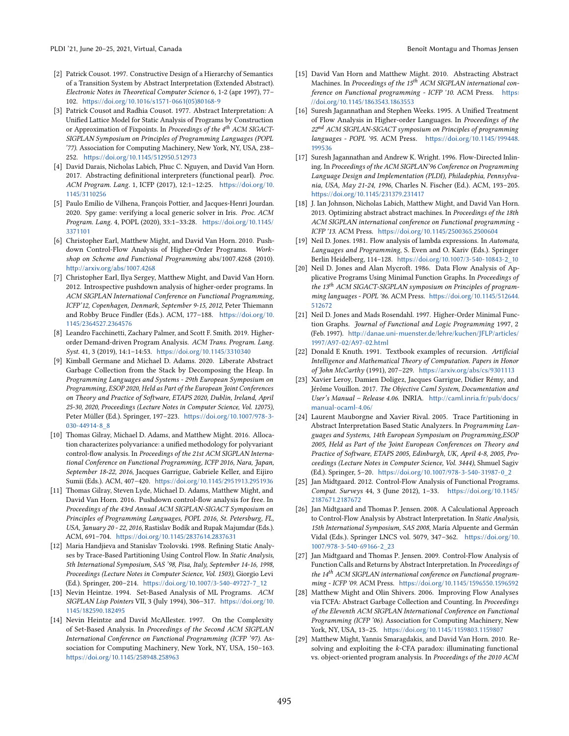[2] Patrick Cousot. 1997. Constructive Design of a Hierarchy of Semantics of a Transition System by Abstract Interpretation (Extended Abstract). *Electronic Notes in Theoretical Computer Science* 6, 1-2 (apr 1997), 77–102. https://doi.org/10.1016/s1571-0661(05)80168-9

[3] Patrick Cousot and Radhia Cousot. 1977. Abstract Interpretation: A Unified Lattice Model for Static Analysis of Programs by Construction or Approximation of Fixpoints. In *Proceedings of the 4th ACM SIGACT-SIGPLAN Symposium on Principles of Programming Languages (POPL '77)*. Association for Computing Machinery, New York, NY, USA, 238–252. https://doi.org/10.1145/512950.512973

[4] David Darais, Nicholas Labich, Phuc C. Nguyen, and David Van Horn. 2017. Abstracting definitional interpreters (functional pearl). *Proc. ACM Program. Lang.* 1, ICFP (2017), 12:1–12:25. https://doi.org/10.1145/3110256

[5] Paulo Emílio de Vilhena, François Pottier, and Jacques-Henri Jourdan. 2020. Spy game: verifying a local generic solver in Iris. *Proc. ACM Program. Lang.* 4, POPL (2020), 33:1–33:28. https://doi.org/10.1145/3371101

[6] Christopher Earl, Matthew Might, and David Van Horn. 2010. Pushdown Control-Flow Analysis of Higher-Order Programs. *Workshop on Scheme and Functional Programming* abs/1007.4268 (2010). http://arxiv.org/abs/1007.4268

[7] Christopher Earl, Ilya Sergey, Matthew Might, and David Van Horn. 2012. Introspective pushdown analysis of higher-order programs. In *ACM SIGPLAN International Conference on Functional Programming, ICFP'12, Copenhagen, Denmark, September 9-15, 2012*, Peter Thiemann and Robby Bruce Findler (Eds.). ACM, 177–188. https://doi.org/10.1145/2364527.2364576

[8] Leandro Facchinetti, Zachary Palmer, and Scott F. Smith. 2019. Higher-order Demand-driven Program Analysis. *ACM Trans. Program. Lang. Syst.* 41, 3 (2019), 14:1–14:53. https://doi.org/10.1145/3310340

[9] Kimball Germane and Michael D. Adams. 2020. Liberate Abstract Garbage Collection from the Stack by Decomposing the Heap. In *Programming Languages and Systems - 29th European Symposium on Programming, ESOP 2020, Held as Part of the European Joint Conferences on Theory and Practice of Software, ETAPS 2020, Dublin, Ireland, April 25-30, 2020, Proceedings (Lecture Notes in Computer Science, Vol. 12075)*, Peter Müller (Ed.). Springer, 197–223. https://doi.org/10.1007/978-3-030-44914-8_8

[10] Thomas Gilray, Michael D. Adams, and Matthew Might. 2016. Allocation characterizes polyvariance: a unified methodology for polyvariant control-flow analysis. In *Proceedings of the 21st ACM SIGPLAN International Conference on Functional Programming, ICFP 2016, Nara, Japan, September 18-22, 2016*, Jacques Garrigue, Gabriele Keller, and Eijiro Sumii (Eds.). ACM, 407–420. https://doi.org/10.1145/2951913.2951936

[11] Thomas Gilray, Steven Lyde, Michael D. Adams, Matthew Might, and David Van Horn. 2016. Pushdown control-flow analysis for free. In *Proceedings of the 43rd Annual ACM SIGPLAN-SIGACT Symposium on Principles of Programming Languages, POPL 2016, St. Petersburg, FL, USA, January 20 - 22, 2016*, Rastislav Bodík and Rupak Majumdar (Eds.). ACM, 691–704. https://doi.org/10.1145/2837614.2837631

[12] Maria Handjieva and Stanislav Tzolovski. 1998. Refining Static Analyses by Trace-Based Partitioning Using Control Flow. In *Static Analysis, 5th International Symposium, SAS '98, Pisa, Italy, September 14-16, 1998, Proceedings (Lecture Notes in Computer Science, Vol. 1503)*, Giorgio Levi (Ed.). Springer, 200–214. https://doi.org/10.1007/3-540-49727-7_12

[13] Nevin Heintze. 1994. Set-Based Analysis of ML Programs. *ACM SIGPLAN Lisp Pointers* VII, 3 (July 1994), 306–317. https://doi.org/10.1145/182590.182495

[14] Nevin Heintze and David McAllester. 1997. On the Complexity of Set-Based Analysis. In *Proceedings of the Second ACM SIGPLAN International Conference on Functional Programming (ICFP '97)*. Association for Computing Machinery, New York, NY, USA, 150–163. https://doi.org/10.1145/258948.258963

[15] David Van Horn and Matthew Might. 2010. Abstracting Abstract Machines. In *Proceedings of the 15th ACM SIGPLAN international conference on Functional programming - ICFP '10*. ACM Press. https://doi.org/10.1145/1863543.1863553

[16] Suresh Jagannathan and Stephen Weeks. 1995. A Unified Treatment of Flow Analysis in Higher-order Languages. In *Proceedings of the 22nd ACM SIGPLAN-SIGACT symposium on Principles of programming languages - POPL '95*. ACM Press. https://doi.org/10.1145/199448.199536

[17] Suresh Jagannathan and Andrew K. Wright. 1996. Flow-Directed Inlining. In *Proceedings of the ACM SIGPLAN'96 Conference on Programming Language Design and Implementation (PLDI), Philadephia, Pennsylvania, USA, May 21-24, 1996*, Charles N. Fischer (Ed.). ACM, 193–205. https://doi.org/10.1145/231379.231417

[18] J. Ian Johnson, Nicholas Labich, Matthew Might, and David Van Horn. 2013. Optimizing abstract abstract machines. In *Proceedings of the 18th ACM SIGPLAN international conference on Functional programming - ICFP '13*. ACM Press. https://doi.org/10.1145/2500365.2500604

[19] Neil D. Jones. 1981. Flow analysis of lambda expressions. In *Automata, Languages and Programming*, S. Even and O. Kariv (Eds.). Springer Berlin Heidelberg, 114–128. https://doi.org/10.1007/3-540-10843-2_10

[20] Neil D. Jones and Alan Mycroft. 1986. Data Flow Analysis of Applicative Programs Using Minimal Function Graphs. In *Proceedings of the 13th ACM SIGACT-SIGPLAN symposium on Principles of programming languages - POPL '86*. ACM Press. https://doi.org/10.1145/512644.512672

[21] Neil D. Jones and Mads Rosendahl. 1997. Higher-Order Minimal Function Graphs. *Journal of Functional and Logic Programming* 1997, 2 (Feb. 1997). http://danae.uni-muenster.de/lehre/kuchen/JFLP/articles/1997/A97-02/A97-02.html

[22] Donald E Knuth. 1991. Textbook examples of recursion. *Artificial Intelligence and Mathematical Theory of Computation. Papers in Honor of John McCarthy* (1991), 207–229. https://arxiv.org/abs/cs/9301113

[23] Xavier Leroy, Damien Doligez, Jacques Garrigue, Didier Rémy, and Jérôme Vouillon. 2017. *The Objective Caml System, Documentation and User's Manual – Release 4.06*. INRIA. http://caml.inria.fr/pub/docs/manual-ocaml-4.06/

[24] Laurent Mauborgne and Xavier Rival. 2005. Trace Partitioning in Abstract Interpretation Based Static Analyzers. In *Programming Languages and Systems, 14th European Symposium on Programming,ESOP 2005, Held as Part of the Joint European Conferences on Theory and Practice of Software, ETAPS 2005, Edinburgh, UK, April 4-8, 2005, Proceedings (Lecture Notes in Computer Science, Vol. 3444)*, Shmuel Sagiv (Ed.). Springer, 5–20. https://doi.org/10.1007/978-3-540-31987-0_2

[25] Jan Midtgaard. 2012. Control-Flow Analysis of Functional Programs. *Comput. Surveys* 44, 3 (June 2012), 1–33. https://doi.org/10.1145/2187671.2187672

[26] Jan Midtgaard and Thomas P. Jensen. 2008. A Calculational Approach to Control-Flow Analysis by Abstract Interpretation. In *Static Analysis, 15th International Symposium, SAS 2008*, María Alpuente and Germán Vidal (Eds.). Springer LNCS vol. 5079, 347–362. https://doi.org/10.1007/978-3-540-69166-2_23

[27] Jan Midtgaard and Thomas P. Jensen. 2009. Control-Flow Analysis of Function Calls and Returns by Abstract Interpretation. In *Proceedings of the 14th ACM SIGPLAN international conference on Functional programming - ICFP '09*. ACM Press. https://doi.org/10.1145/1596550.1596592

[28] Matthew Might and Olin Shivers. 2006. Improving Flow Analyses via ΓCFA: Abstract Garbage Collection and Counting. In *Proceedings of the Eleventh ACM SIGPLAN International Conference on Functional Programming (ICFP '06)*. Association for Computing Machinery, New York, NY, USA, 13–25. https://doi.org/10.1145/1159803.1159807

[29] Matthew Might, Yannis Smaragdakis, and David Van Horn. 2010. Resolving and exploiting the $k$-CFA paradox: illuminating functional vs. object-oriented program analysis. In *Proceedings of the 2010 ACM*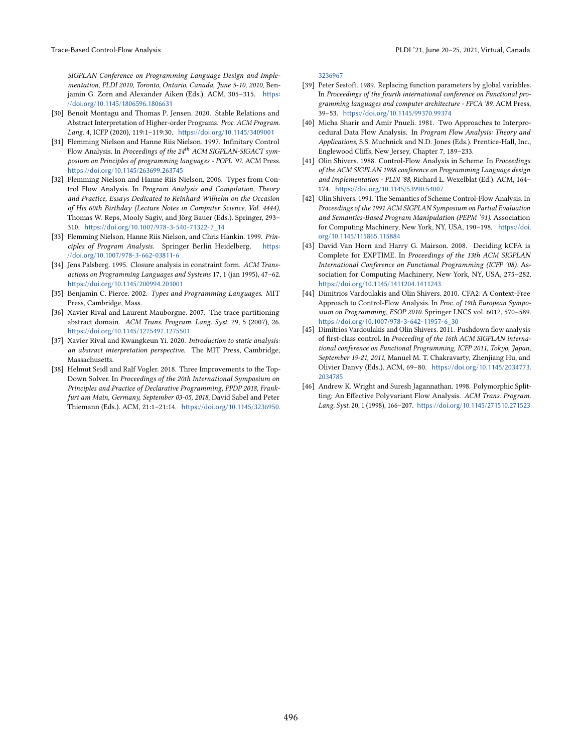SIGPLAN Conference on Programming Language Design and Implementation, PLDI 2010, Toronto, Ontario, Canada, June 5-10, 2010*, Benjamin G. Zorn and Alexander Aiken (Eds.). ACM, 305–315. https://doi.org/10.1145/1806596.1806631

[30] Benoît Montagu and Thomas P. Jensen. 2020. Stable Relations and Abstract Interpretation of Higher-order Programs. *Proc. ACM Program. Lang.* 4, ICFP (2020), 119:1–119:30. https://doi.org/10.1145/3409001

[31] Flemming Nielson and Hanne Riis Nielson. 1997. Infinitary Control Flow Analysis. In *Proceedings of the 24$^{th}$ ACM SIGPLAN-SIGACT symposium on Principles of programming languages - POPL '97*. ACM Press. https://doi.org/10.1145/263699.263745

[32] Flemming Nielson and Hanne Riis Nielson. 2006. Types from Control Flow Analysis. In *Program Analysis and Compilation, Theory and Practice, Essays Dedicated to Reinhard Wilhelm on the Occasion of His 60th Birthday (Lecture Notes in Computer Science, Vol. 4444)*, Thomas W. Reps, Mooly Sagiv, and Jörg Bauer (Eds.). Springer, 293–310. https://doi.org/10.1007/978-3-540-71322-7_14

[33] Flemming Nielson, Hanne Riis Nielson, and Chris Hankin. 1999. *Principles of Program Analysis*. Springer Berlin Heidelberg. https://doi.org/10.1007/978-3-662-03811-6

[34] Jens Palsberg. 1995. Closure analysis in constraint form. *ACM Transactions on Programming Languages and Systems* 17, 1 (jan 1995), 47–62. https://doi.org/10.1145/200994.201001

[35] Benjamin C. Pierce. 2002. *Types and Programming Languages*. MIT Press, Cambridge, Mass.

[36] Xavier Rival and Laurent Mauborgne. 2007. The trace partitioning abstract domain. *ACM Trans. Program. Lang. Syst.* 29, 5 (2007), 26. https://doi.org/10.1145/1275497.1275501

[37] Xavier Rival and Kwangkeun Yi. 2020. *Introduction to static analysis: an abstract interpretation perspective*. The MIT Press, Cambridge, Massachusetts.

[38] Helmut Seidl and Ralf Vogler. 2018. Three Improvements to the Top-Down Solver. In *Proceedings of the 20th International Symposium on Principles and Practice of Declarative Programming, PPDP 2018, Frankfurt am Main, Germany, September 03-05, 2018*, David Sabel and Peter Thiemann (Eds.). ACM, 21:1–21:14. https://doi.org/10.1145/3236950.3236967

[39] Peter Sestoft. 1989. Replacing function parameters by global variables. In *Proceedings of the fourth international conference on Functional programming languages and computer architecture - FPCA '89*. ACM Press, 39–53. https://doi.org/10.1145/99370.99374

[40] Micha Sharir and Amir Pnueli. 1981. Two Approaches to Interprocedural Data Flow Analysis. In *Program Flow Analysis: Theory and Applications*, S.S. Muchnick and N.D. Jones (Eds.). Prentice-Hall, Inc., Englewood Cliffs, New Jersey, Chapter 7, 189–233.

[41] Olin Shivers. 1988. Control-Flow Analysis in Scheme. In *Proceedings of the ACM SIGPLAN 1988 conference on Programming Language design and Implementation - PLDI '88*, Richard L. Wexelblat (Ed.). ACM, 164–174. https://doi.org/10.1145/53990.54007

[42] Olin Shivers. 1991. The Semantics of Scheme Control-Flow Analysis. In *Proceedings of the 1991 ACM SIGPLAN Symposium on Partial Evaluation and Semantics-Based Program Manipulation (PEPM '91)*. Association for Computing Machinery, New York, NY, USA, 190–198. https://doi.org/10.1145/115865.115884

[43] David Van Horn and Harry G. Mairson. 2008. Deciding kCFA is Complete for EXPTIME. In *Proceedings of the 13th ACM SIGPLAN International Conference on Functional Programming (ICFP '08)*. Association for Computing Machinery, New York, NY, USA, 275–282. https://doi.org/10.1145/1411204.1411243

[44] Dimitrios Vardoulakis and Olin Shivers. 2010. CFA2: A Context-Free Approach to Control-Flow Analysis. In *Proc. of 19th European Symposium on Programming, ESOP 2010*. Springer LNCS vol. 6012, 570–589. https://doi.org/10.1007/978-3-642-11957-6_30

[45] Dimitrios Vardoulakis and Olin Shivers. 2011. Pushdown flow analysis of first-class control. In *Proceeding of the 16th ACM SIGPLAN international conference on Functional Programming, ICFP 2011, Tokyo, Japan, September 19-21, 2011*, Manuel M. T. Chakravarty, Zhenjiang Hu, and Olivier Danvy (Eds.). ACM, 69–80. https://doi.org/10.1145/2034773.2034785

[46] Andrew K. Wright and Suresh Jagannathan. 1998. Polymorphic Splitting: An Effective Polyvariant Flow Analysis. *ACM Trans. Program. Lang. Syst.* 20, 1 (1998), 166–207. https://doi.org/10.1145/271510.271523